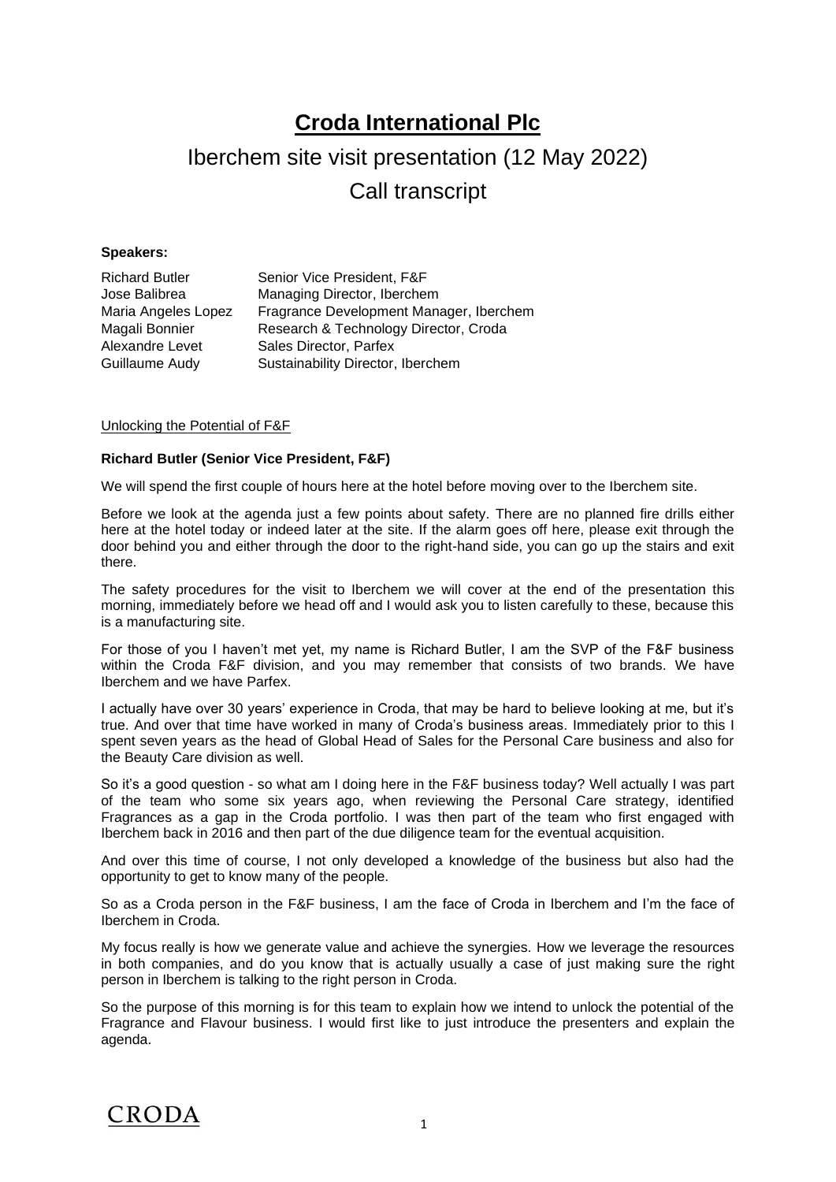# Croda International Plc

## Iberchem site visit presentation (12 May 2022)

## Call transcript

**Speakers:**

| | |
|---|---|
| Richard Butler | Senior Vice President, F&F |
| Jose Balibrea | Managing Director, Iberchem |
| Maria Angeles Lopez | Fragrance Development Manager, Iberchem |
| Magali Bonnier | Research & Technology Director, Croda |
| Alexandre Levet | Sales Director, Parfex |
| Guillaume Audy | Sustainability Director, Iberchem |

Unlocking the Potential of F&F

**Richard Butler (Senior Vice President, F&F)**

We will spend the first couple of hours here at the hotel before moving over to the Iberchem site.

Before we look at the agenda just a few points about safety. There are no planned fire drills either here at the hotel today or indeed later at the site. If the alarm goes off here, please exit through the door behind you and either through the door to the right-hand side, you can go up the stairs and exit there.

The safety procedures for the visit to Iberchem we will cover at the end of the presentation this morning, immediately before we head off and I would ask you to listen carefully to these, because this is a manufacturing site.

For those of you I haven't met yet, my name is Richard Butler, I am the SVP of the F&F business within the Croda F&F division, and you may remember that consists of two brands. We have Iberchem and we have Parfex.

I actually have over 30 years' experience in Croda, that may be hard to believe looking at me, but it's true. And over that time have worked in many of Croda's business areas. Immediately prior to this I spent seven years as the head of Global Head of Sales for the Personal Care business and also for the Beauty Care division as well.

So it's a good question - so what am I doing here in the F&F business today? Well actually I was part of the team who some six years ago, when reviewing the Personal Care strategy, identified Fragrances as a gap in the Croda portfolio. I was then part of the team who first engaged with Iberchem back in 2016 and then part of the due diligence team for the eventual acquisition.

And over this time of course, I not only developed a knowledge of the business but also had the opportunity to get to know many of the people.

So as a Croda person in the F&F business, I am the face of Croda in Iberchem and I'm the face of Iberchem in Croda.

My focus really is how we generate value and achieve the synergies. How we leverage the resources in both companies, and do you know that is actually usually a case of just making sure the right person in Iberchem is talking to the right person in Croda.

So the purpose of this morning is for this team to explain how we intend to unlock the potential of the Fragrance and Flavour business. I would first like to just introduce the presenters and explain the agenda.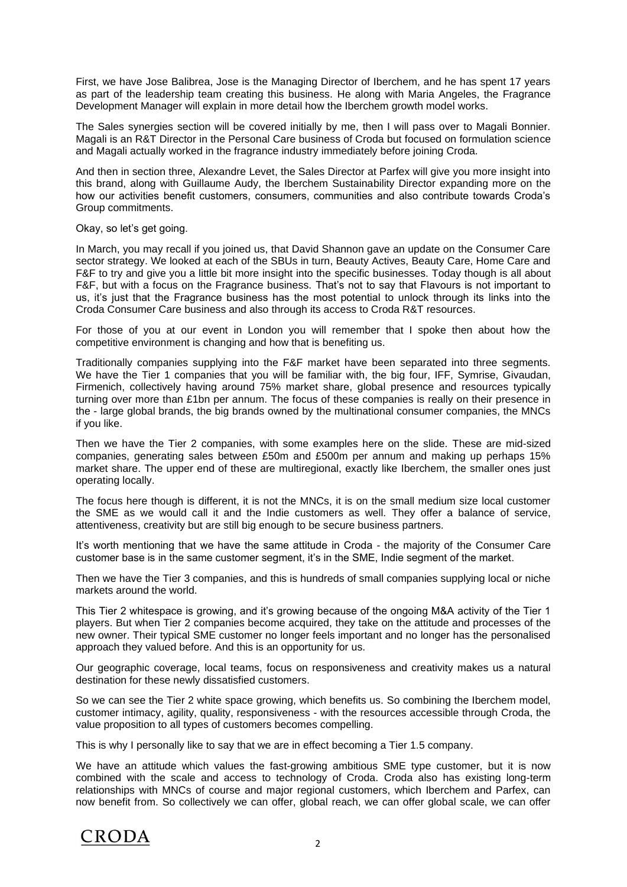First, we have Jose Balibrea, Jose is the Managing Director of Iberchem, and he has spent 17 years as part of the leadership team creating this business. He along with Maria Angeles, the Fragrance Development Manager will explain in more detail how the Iberchem growth model works.

The Sales synergies section will be covered initially by me, then I will pass over to Magali Bonnier. Magali is an R&T Director in the Personal Care business of Croda but focused on formulation science and Magali actually worked in the fragrance industry immediately before joining Croda.

And then in section three, Alexandre Levet, the Sales Director at Parfex will give you more insight into this brand, along with Guillaume Audy, the Iberchem Sustainability Director expanding more on the how our activities benefit customers, consumers, communities and also contribute towards Croda's Group commitments.

Okay, so let's get going.

In March, you may recall if you joined us, that David Shannon gave an update on the Consumer Care sector strategy. We looked at each of the SBUs in turn, Beauty Actives, Beauty Care, Home Care and F&F to try and give you a little bit more insight into the specific businesses. Today though is all about F&F, but with a focus on the Fragrance business. That's not to say that Flavours is not important to us, it's just that the Fragrance business has the most potential to unlock through its links into the Croda Consumer Care business and also through its access to Croda R&T resources.

For those of you at our event in London you will remember that I spoke then about how the competitive environment is changing and how that is benefiting us.

Traditionally companies supplying into the F&F market have been separated into three segments. We have the Tier 1 companies that you will be familiar with, the big four, IFF, Symrise, Givaudan, Firmenich, collectively having around 75% market share, global presence and resources typically turning over more than £1bn per annum. The focus of these companies is really on their presence in the - large global brands, the big brands owned by the multinational consumer companies, the MNCs if you like.

Then we have the Tier 2 companies, with some examples here on the slide. These are mid-sized companies, generating sales between £50m and £500m per annum and making up perhaps 15% market share. The upper end of these are multiregional, exactly like Iberchem, the smaller ones just operating locally.

The focus here though is different, it is not the MNCs, it is on the small medium size local customer the SME as we would call it and the Indie customers as well. They offer a balance of service, attentiveness, creativity but are still big enough to be secure business partners.

It's worth mentioning that we have the same attitude in Croda - the majority of the Consumer Care customer base is in the same customer segment, it's in the SME, Indie segment of the market.

Then we have the Tier 3 companies, and this is hundreds of small companies supplying local or niche markets around the world.

This Tier 2 whitespace is growing, and it's growing because of the ongoing M&A activity of the Tier 1 players. But when Tier 2 companies become acquired, they take on the attitude and processes of the new owner. Their typical SME customer no longer feels important and no longer has the personalised approach they valued before. And this is an opportunity for us.

Our geographic coverage, local teams, focus on responsiveness and creativity makes us a natural destination for these newly dissatisfied customers.

So we can see the Tier 2 white space growing, which benefits us. So combining the Iberchem model, customer intimacy, agility, quality, responsiveness - with the resources accessible through Croda, the value proposition to all types of customers becomes compelling.

This is why I personally like to say that we are in effect becoming a Tier 1.5 company.

We have an attitude which values the fast-growing ambitious SME type customer, but it is now combined with the scale and access to technology of Croda. Croda also has existing long-term relationships with MNCs of course and major regional customers, which Iberchem and Parfex, can now benefit from. So collectively we can offer, global reach, we can offer global scale, we can offer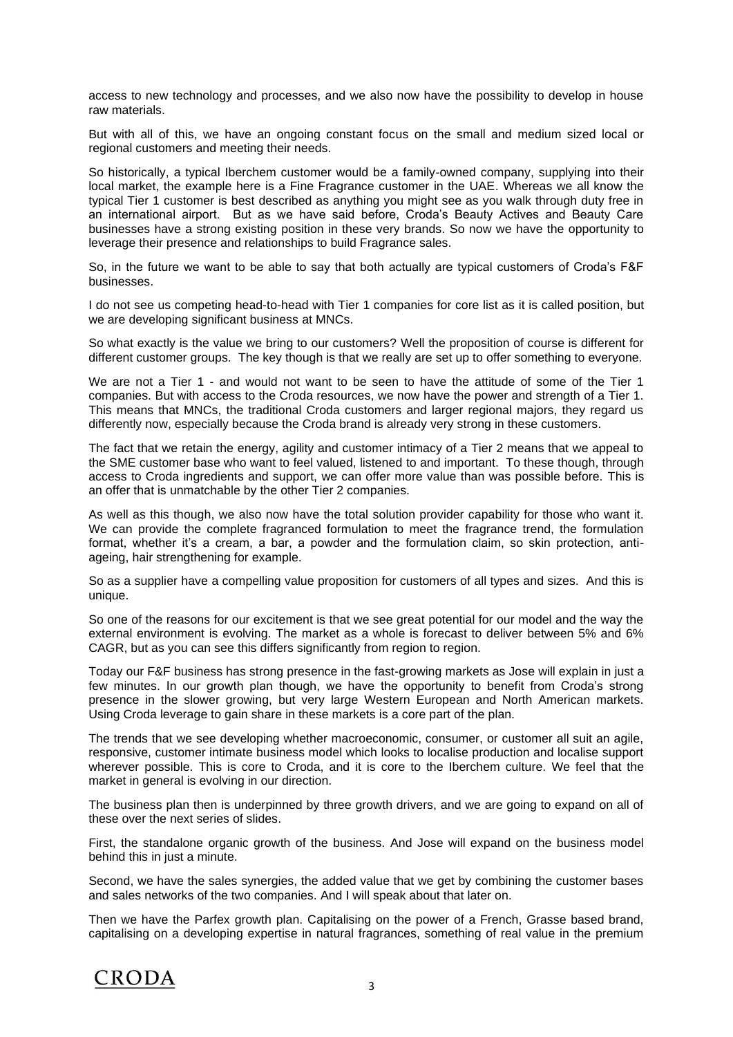access to new technology and processes, and we also now have the possibility to develop in house raw materials.

But with all of this, we have an ongoing constant focus on the small and medium sized local or regional customers and meeting their needs.

So historically, a typical Iberchem customer would be a family-owned company, supplying into their local market, the example here is a Fine Fragrance customer in the UAE. Whereas we all know the typical Tier 1 customer is best described as anything you might see as you walk through duty free in an international airport. But as we have said before, Croda's Beauty Actives and Beauty Care businesses have a strong existing position in these very brands. So now we have the opportunity to leverage their presence and relationships to build Fragrance sales.

So, in the future we want to be able to say that both actually are typical customers of Croda's F&F businesses.

I do not see us competing head-to-head with Tier 1 companies for core list as it is called position, but we are developing significant business at MNCs.

So what exactly is the value we bring to our customers? Well the proposition of course is different for different customer groups. The key though is that we really are set up to offer something to everyone.

We are not a Tier 1 - and would not want to be seen to have the attitude of some of the Tier 1 companies. But with access to the Croda resources, we now have the power and strength of a Tier 1. This means that MNCs, the traditional Croda customers and larger regional majors, they regard us differently now, especially because the Croda brand is already very strong in these customers.

The fact that we retain the energy, agility and customer intimacy of a Tier 2 means that we appeal to the SME customer base who want to feel valued, listened to and important. To these though, through access to Croda ingredients and support, we can offer more value than was possible before. This is an offer that is unmatchable by the other Tier 2 companies.

As well as this though, we also now have the total solution provider capability for those who want it. We can provide the complete fragranced formulation to meet the fragrance trend, the formulation format, whether it's a cream, a bar, a powder and the formulation claim, so skin protection, anti-ageing, hair strengthening for example.

So as a supplier have a compelling value proposition for customers of all types and sizes. And this is unique.

So one of the reasons for our excitement is that we see great potential for our model and the way the external environment is evolving. The market as a whole is forecast to deliver between 5% and 6% CAGR, but as you can see this differs significantly from region to region.

Today our F&F business has strong presence in the fast-growing markets as Jose will explain in just a few minutes. In our growth plan though, we have the opportunity to benefit from Croda's strong presence in the slower growing, but very large Western European and North American markets. Using Croda leverage to gain share in these markets is a core part of the plan.

The trends that we see developing whether macroeconomic, consumer, or customer all suit an agile, responsive, customer intimate business model which looks to localise production and localise support wherever possible. This is core to Croda, and it is core to the Iberchem culture. We feel that the market in general is evolving in our direction.

The business plan then is underpinned by three growth drivers, and we are going to expand on all of these over the next series of slides.

First, the standalone organic growth of the business. And Jose will expand on the business model behind this in just a minute.

Second, we have the sales synergies, the added value that we get by combining the customer bases and sales networks of the two companies. And I will speak about that later on.

Then we have the Parfex growth plan. Capitalising on the power of a French, Grasse based brand, capitalising on a developing expertise in natural fragrances, something of real value in the premium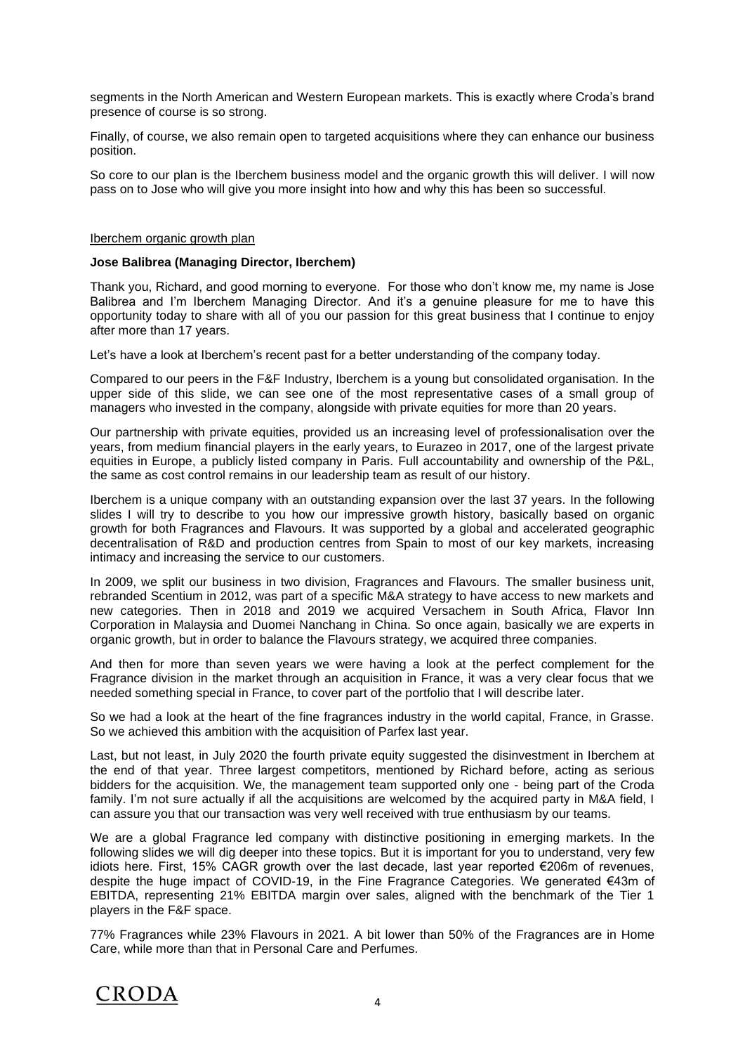segments in the North American and Western European markets. This is exactly where Croda's brand presence of course is so strong.

Finally, of course, we also remain open to targeted acquisitions where they can enhance our business position.

So core to our plan is the Iberchem business model and the organic growth this will deliver. I will now pass on to Jose who will give you more insight into how and why this has been so successful.

Iberchem organic growth plan

**Jose Balibrea (Managing Director, Iberchem)**

Thank you, Richard, and good morning to everyone. For those who don't know me, my name is Jose Balibrea and I'm Iberchem Managing Director. And it's a genuine pleasure for me to have this opportunity today to share with all of you our passion for this great business that I continue to enjoy after more than 17 years.

Let's have a look at Iberchem's recent past for a better understanding of the company today.

Compared to our peers in the F&F Industry, Iberchem is a young but consolidated organisation. In the upper side of this slide, we can see one of the most representative cases of a small group of managers who invested in the company, alongside with private equities for more than 20 years.

Our partnership with private equities, provided us an increasing level of professionalisation over the years, from medium financial players in the early years, to Eurazeo in 2017, one of the largest private equities in Europe, a publicly listed company in Paris. Full accountability and ownership of the P&L, the same as cost control remains in our leadership team as result of our history.

Iberchem is a unique company with an outstanding expansion over the last 37 years. In the following slides I will try to describe to you how our impressive growth history, basically based on organic growth for both Fragrances and Flavours. It was supported by a global and accelerated geographic decentralisation of R&D and production centres from Spain to most of our key markets, increasing intimacy and increasing the service to our customers.

In 2009, we split our business in two division, Fragrances and Flavours. The smaller business unit, rebranded Scentium in 2012, was part of a specific M&A strategy to have access to new markets and new categories. Then in 2018 and 2019 we acquired Versachem in South Africa, Flavor Inn Corporation in Malaysia and Duomei Nanchang in China. So once again, basically we are experts in organic growth, but in order to balance the Flavours strategy, we acquired three companies.

And then for more than seven years we were having a look at the perfect complement for the Fragrance division in the market through an acquisition in France, it was a very clear focus that we needed something special in France, to cover part of the portfolio that I will describe later.

So we had a look at the heart of the fine fragrances industry in the world capital, France, in Grasse. So we achieved this ambition with the acquisition of Parfex last year.

Last, but not least, in July 2020 the fourth private equity suggested the disinvestment in Iberchem at the end of that year. Three largest competitors, mentioned by Richard before, acting as serious bidders for the acquisition. We, the management team supported only one - being part of the Croda family. I'm not sure actually if all the acquisitions are welcomed by the acquired party in M&A field, I can assure you that our transaction was very well received with true enthusiasm by our teams.

We are a global Fragrance led company with distinctive positioning in emerging markets. In the following slides we will dig deeper into these topics. But it is important for you to understand, very few idiots here. First, 15% CAGR growth over the last decade, last year reported €206m of revenues, despite the huge impact of COVID-19, in the Fine Fragrance Categories. We generated €43m of EBITDA, representing 21% EBITDA margin over sales, aligned with the benchmark of the Tier 1 players in the F&F space.

77% Fragrances while 23% Flavours in 2021. A bit lower than 50% of the Fragrances are in Home Care, while more than that in Personal Care and Perfumes.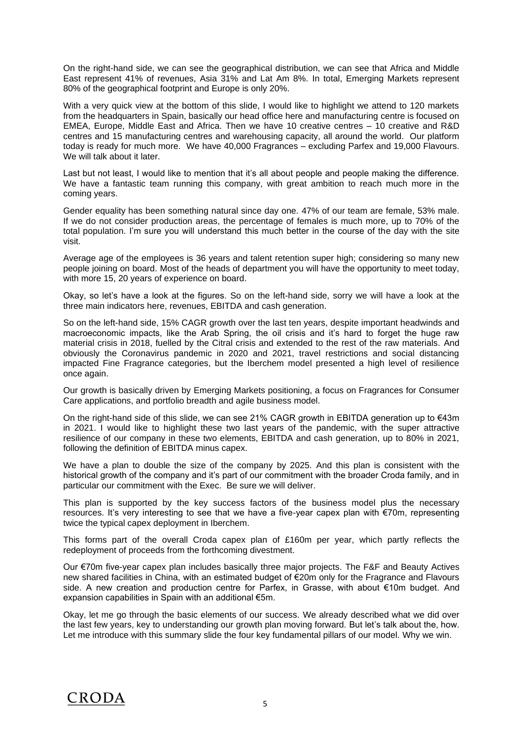On the right-hand side, we can see the geographical distribution, we can see that Africa and Middle East represent 41% of revenues, Asia 31% and Lat Am 8%. In total, Emerging Markets represent 80% of the geographical footprint and Europe is only 20%.

With a very quick view at the bottom of this slide, I would like to highlight we attend to 120 markets from the headquarters in Spain, basically our head office here and manufacturing centre is focused on EMEA, Europe, Middle East and Africa. Then we have 10 creative centres – 10 creative and R&D centres and 15 manufacturing centres and warehousing capacity, all around the world. Our platform today is ready for much more. We have 40,000 Fragrances – excluding Parfex and 19,000 Flavours. We will talk about it later.

Last but not least, I would like to mention that it's all about people and people making the difference. We have a fantastic team running this company, with great ambition to reach much more in the coming years.

Gender equality has been something natural since day one. 47% of our team are female, 53% male. If we do not consider production areas, the percentage of females is much more, up to 70% of the total population. I'm sure you will understand this much better in the course of the day with the site visit.

Average age of the employees is 36 years and talent retention super high; considering so many new people joining on board. Most of the heads of department you will have the opportunity to meet today, with more 15, 20 years of experience on board.

Okay, so let's have a look at the figures. So on the left-hand side, sorry we will have a look at the three main indicators here, revenues, EBITDA and cash generation.

So on the left-hand side, 15% CAGR growth over the last ten years, despite important headwinds and macroeconomic impacts, like the Arab Spring, the oil crisis and it's hard to forget the huge raw material crisis in 2018, fuelled by the Citral crisis and extended to the rest of the raw materials. And obviously the Coronavirus pandemic in 2020 and 2021, travel restrictions and social distancing impacted Fine Fragrance categories, but the Iberchem model presented a high level of resilience once again.

Our growth is basically driven by Emerging Markets positioning, a focus on Fragrances for Consumer Care applications, and portfolio breadth and agile business model.

On the right-hand side of this slide, we can see 21% CAGR growth in EBITDA generation up to €43m in 2021. I would like to highlight these two last years of the pandemic, with the super attractive resilience of our company in these two elements, EBITDA and cash generation, up to 80% in 2021, following the definition of EBITDA minus capex.

We have a plan to double the size of the company by 2025. And this plan is consistent with the historical growth of the company and it's part of our commitment with the broader Croda family, and in particular our commitment with the Exec. Be sure we will deliver.

This plan is supported by the key success factors of the business model plus the necessary resources. It's very interesting to see that we have a five-year capex plan with €70m, representing twice the typical capex deployment in Iberchem.

This forms part of the overall Croda capex plan of £160m per year, which partly reflects the redeployment of proceeds from the forthcoming divestment.

Our €70m five-year capex plan includes basically three major projects. The F&F and Beauty Actives new shared facilities in China, with an estimated budget of €20m only for the Fragrance and Flavours side. A new creation and production centre for Parfex, in Grasse, with about €10m budget. And expansion capabilities in Spain with an additional €5m.

Okay, let me go through the basic elements of our success. We already described what we did over the last few years, key to understanding our growth plan moving forward. But let's talk about the, how. Let me introduce with this summary slide the four key fundamental pillars of our model. Why we win.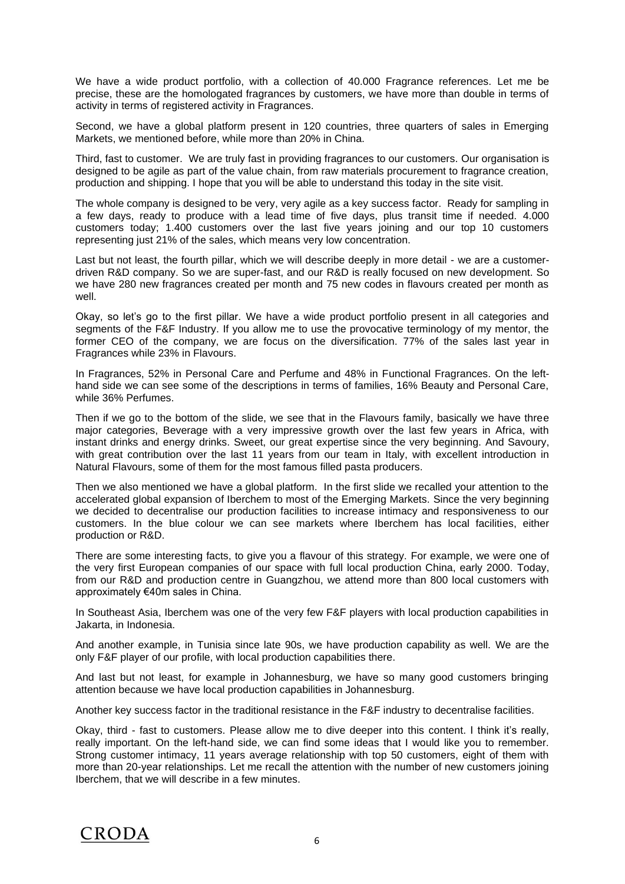We have a wide product portfolio, with a collection of 40.000 Fragrance references. Let me be precise, these are the homologated fragrances by customers, we have more than double in terms of activity in terms of registered activity in Fragrances.

Second, we have a global platform present in 120 countries, three quarters of sales in Emerging Markets, we mentioned before, while more than 20% in China.

Third, fast to customer. We are truly fast in providing fragrances to our customers. Our organisation is designed to be agile as part of the value chain, from raw materials procurement to fragrance creation, production and shipping. I hope that you will be able to understand this today in the site visit.

The whole company is designed to be very, very agile as a key success factor. Ready for sampling in a few days, ready to produce with a lead time of five days, plus transit time if needed. 4.000 customers today; 1.400 customers over the last five years joining and our top 10 customers representing just 21% of the sales, which means very low concentration.

Last but not least, the fourth pillar, which we will describe deeply in more detail - we are a customer-driven R&D company. So we are super-fast, and our R&D is really focused on new development. So we have 280 new fragrances created per month and 75 new codes in flavours created per month as well.

Okay, so let's go to the first pillar. We have a wide product portfolio present in all categories and segments of the F&F Industry. If you allow me to use the provocative terminology of my mentor, the former CEO of the company, we are focus on the diversification. 77% of the sales last year in Fragrances while 23% in Flavours.

In Fragrances, 52% in Personal Care and Perfume and 48% in Functional Fragrances. On the left-hand side we can see some of the descriptions in terms of families, 16% Beauty and Personal Care, while 36% Perfumes.

Then if we go to the bottom of the slide, we see that in the Flavours family, basically we have three major categories, Beverage with a very impressive growth over the last few years in Africa, with instant drinks and energy drinks. Sweet, our great expertise since the very beginning. And Savoury, with great contribution over the last 11 years from our team in Italy, with excellent introduction in Natural Flavours, some of them for the most famous filled pasta producers.

Then we also mentioned we have a global platform. In the first slide we recalled your attention to the accelerated global expansion of Iberchem to most of the Emerging Markets. Since the very beginning we decided to decentralise our production facilities to increase intimacy and responsiveness to our customers. In the blue colour we can see markets where Iberchem has local facilities, either production or R&D.

There are some interesting facts, to give you a flavour of this strategy. For example, we were one of the very first European companies of our space with full local production China, early 2000. Today, from our R&D and production centre in Guangzhou, we attend more than 800 local customers with approximately €40m sales in China.

In Southeast Asia, Iberchem was one of the very few F&F players with local production capabilities in Jakarta, in Indonesia.

And another example, in Tunisia since late 90s, we have production capability as well. We are the only F&F player of our profile, with local production capabilities there.

And last but not least, for example in Johannesburg, we have so many good customers bringing attention because we have local production capabilities in Johannesburg.

Another key success factor in the traditional resistance in the F&F industry to decentralise facilities.

Okay, third - fast to customers. Please allow me to dive deeper into this content. I think it's really, really important. On the left-hand side, we can find some ideas that I would like you to remember. Strong customer intimacy, 11 years average relationship with top 50 customers, eight of them with more than 20-year relationships. Let me recall the attention with the number of new customers joining Iberchem, that we will describe in a few minutes.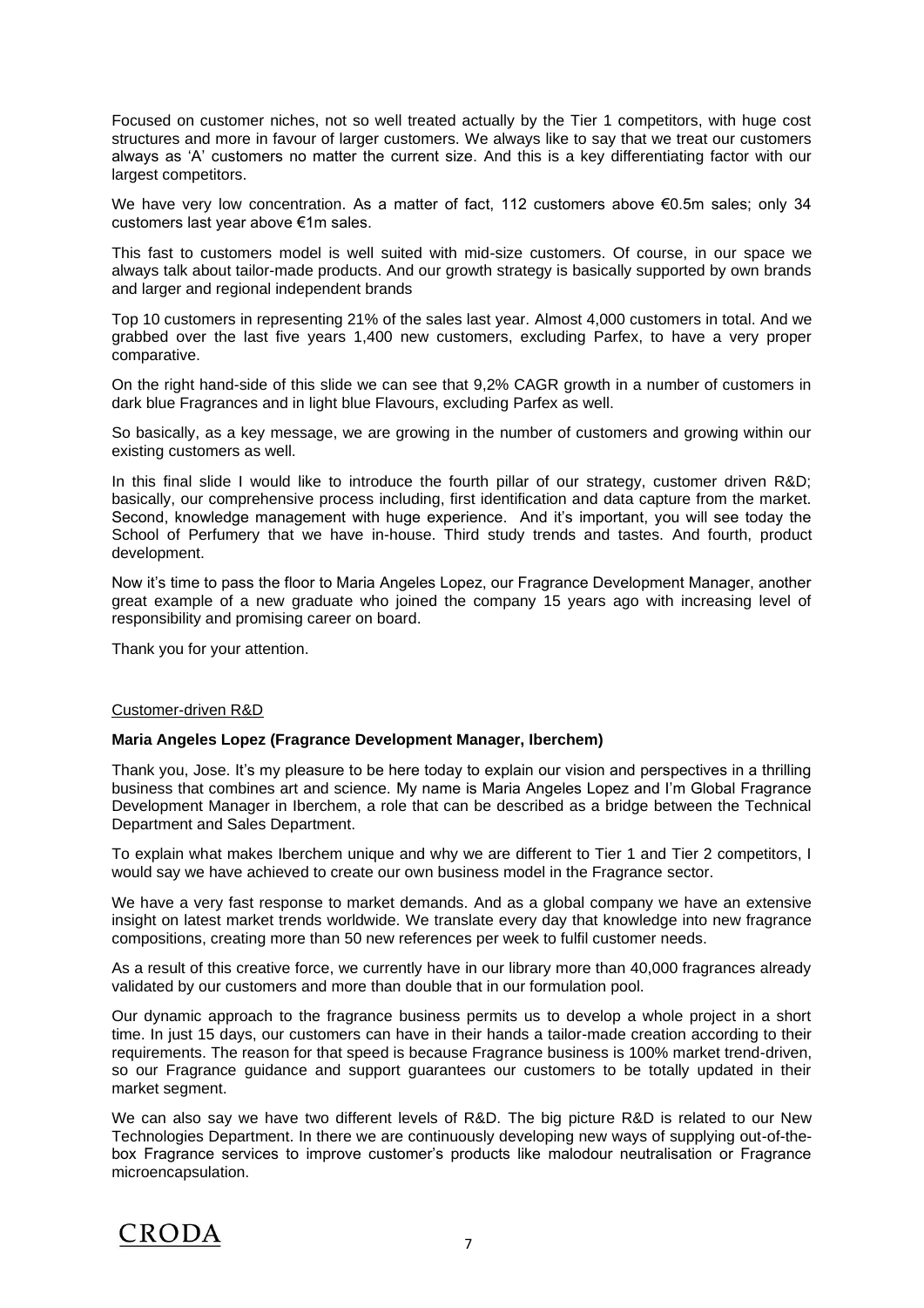Focused on customer niches, not so well treated actually by the Tier 1 competitors, with huge cost structures and more in favour of larger customers. We always like to say that we treat our customers always as 'A' customers no matter the current size. And this is a key differentiating factor with our largest competitors.

We have very low concentration. As a matter of fact, 112 customers above €0.5m sales; only 34 customers last year above €1m sales.

This fast to customers model is well suited with mid-size customers. Of course, in our space we always talk about tailor-made products. And our growth strategy is basically supported by own brands and larger and regional independent brands

Top 10 customers in representing 21% of the sales last year. Almost 4,000 customers in total. And we grabbed over the last five years 1,400 new customers, excluding Parfex, to have a very proper comparative.

On the right hand-side of this slide we can see that 9,2% CAGR growth in a number of customers in dark blue Fragrances and in light blue Flavours, excluding Parfex as well.

So basically, as a key message, we are growing in the number of customers and growing within our existing customers as well.

In this final slide I would like to introduce the fourth pillar of our strategy, customer driven R&D; basically, our comprehensive process including, first identification and data capture from the market. Second, knowledge management with huge experience. And it's important, you will see today the School of Perfumery that we have in-house. Third study trends and tastes. And fourth, product development.

Now it's time to pass the floor to Maria Angeles Lopez, our Fragrance Development Manager, another great example of a new graduate who joined the company 15 years ago with increasing level of responsibility and promising career on board.

Thank you for your attention.

## Customer-driven R&D

**Maria Angeles Lopez (Fragrance Development Manager, Iberchem)**

Thank you, Jose. It's my pleasure to be here today to explain our vision and perspectives in a thrilling business that combines art and science. My name is Maria Angeles Lopez and I'm Global Fragrance Development Manager in Iberchem, a role that can be described as a bridge between the Technical Department and Sales Department.

To explain what makes Iberchem unique and why we are different to Tier 1 and Tier 2 competitors, I would say we have achieved to create our own business model in the Fragrance sector.

We have a very fast response to market demands. And as a global company we have an extensive insight on latest market trends worldwide. We translate every day that knowledge into new fragrance compositions, creating more than 50 new references per week to fulfil customer needs.

As a result of this creative force, we currently have in our library more than 40,000 fragrances already validated by our customers and more than double that in our formulation pool.

Our dynamic approach to the fragrance business permits us to develop a whole project in a short time. In just 15 days, our customers can have in their hands a tailor-made creation according to their requirements. The reason for that speed is because Fragrance business is 100% market trend-driven, so our Fragrance guidance and support guarantees our customers to be totally updated in their market segment.

We can also say we have two different levels of R&D. The big picture R&D is related to our New Technologies Department. In there we are continuously developing new ways of supplying out-of-the-box Fragrance services to improve customer's products like malodour neutralisation or Fragrance microencapsulation.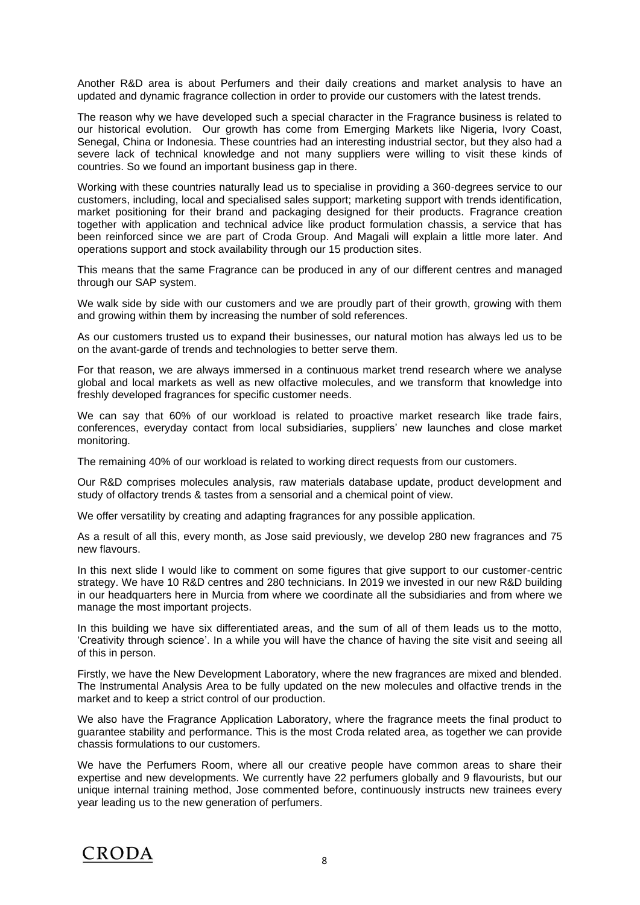Another R&D area is about Perfumers and their daily creations and market analysis to have an updated and dynamic fragrance collection in order to provide our customers with the latest trends.

The reason why we have developed such a special character in the Fragrance business is related to our historical evolution. Our growth has come from Emerging Markets like Nigeria, Ivory Coast, Senegal, China or Indonesia. These countries had an interesting industrial sector, but they also had a severe lack of technical knowledge and not many suppliers were willing to visit these kinds of countries. So we found an important business gap in there.

Working with these countries naturally lead us to specialise in providing a 360-degrees service to our customers, including, local and specialised sales support; marketing support with trends identification, market positioning for their brand and packaging designed for their products. Fragrance creation together with application and technical advice like product formulation chassis, a service that has been reinforced since we are part of Croda Group. And Magali will explain a little more later. And operations support and stock availability through our 15 production sites.

This means that the same Fragrance can be produced in any of our different centres and managed through our SAP system.

We walk side by side with our customers and we are proudly part of their growth, growing with them and growing within them by increasing the number of sold references.

As our customers trusted us to expand their businesses, our natural motion has always led us to be on the avant-garde of trends and technologies to better serve them.

For that reason, we are always immersed in a continuous market trend research where we analyse global and local markets as well as new olfactive molecules, and we transform that knowledge into freshly developed fragrances for specific customer needs.

We can say that 60% of our workload is related to proactive market research like trade fairs, conferences, everyday contact from local subsidiaries, suppliers' new launches and close market monitoring.

The remaining 40% of our workload is related to working direct requests from our customers.

Our R&D comprises molecules analysis, raw materials database update, product development and study of olfactory trends & tastes from a sensorial and a chemical point of view.

We offer versatility by creating and adapting fragrances for any possible application.

As a result of all this, every month, as Jose said previously, we develop 280 new fragrances and 75 new flavours.

In this next slide I would like to comment on some figures that give support to our customer-centric strategy. We have 10 R&D centres and 280 technicians. In 2019 we invested in our new R&D building in our headquarters here in Murcia from where we coordinate all the subsidiaries and from where we manage the most important projects.

In this building we have six differentiated areas, and the sum of all of them leads us to the motto, 'Creativity through science'. In a while you will have the chance of having the site visit and seeing all of this in person.

Firstly, we have the New Development Laboratory, where the new fragrances are mixed and blended. The Instrumental Analysis Area to be fully updated on the new molecules and olfactive trends in the market and to keep a strict control of our production.

We also have the Fragrance Application Laboratory, where the fragrance meets the final product to guarantee stability and performance. This is the most Croda related area, as together we can provide chassis formulations to our customers.

We have the Perfumers Room, where all our creative people have common areas to share their expertise and new developments. We currently have 22 perfumers globally and 9 flavourists, but our unique internal training method, Jose commented before, continuously instructs new trainees every year leading us to the new generation of perfumers.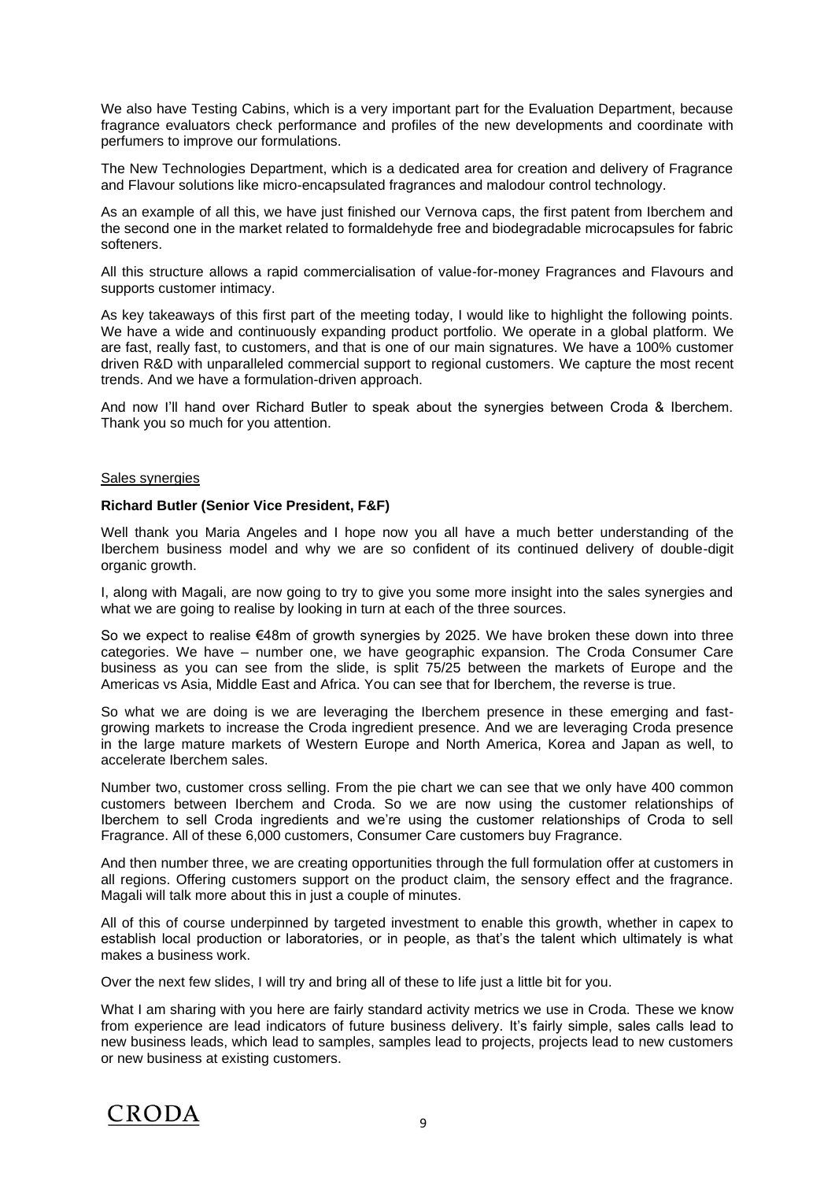We also have Testing Cabins, which is a very important part for the Evaluation Department, because fragrance evaluators check performance and profiles of the new developments and coordinate with perfumers to improve our formulations.

The New Technologies Department, which is a dedicated area for creation and delivery of Fragrance and Flavour solutions like micro-encapsulated fragrances and malodour control technology.

As an example of all this, we have just finished our Vernova caps, the first patent from Iberchem and the second one in the market related to formaldehyde free and biodegradable microcapsules for fabric softeners.

All this structure allows a rapid commercialisation of value-for-money Fragrances and Flavours and supports customer intimacy.

As key takeaways of this first part of the meeting today, I would like to highlight the following points. We have a wide and continuously expanding product portfolio. We operate in a global platform. We are fast, really fast, to customers, and that is one of our main signatures. We have a 100% customer driven R&D with unparalleled commercial support to regional customers. We capture the most recent trends. And we have a formulation-driven approach.

And now I'll hand over Richard Butler to speak about the synergies between Croda & Iberchem. Thank you so much for you attention.

## Sales synergies

**Richard Butler (Senior Vice President, F&F)**

Well thank you Maria Angeles and I hope now you all have a much better understanding of the Iberchem business model and why we are so confident of its continued delivery of double-digit organic growth.

I, along with Magali, are now going to try to give you some more insight into the sales synergies and what we are going to realise by looking in turn at each of the three sources.

So we expect to realise €48m of growth synergies by 2025. We have broken these down into three categories. We have – number one, we have geographic expansion. The Croda Consumer Care business as you can see from the slide, is split 75/25 between the markets of Europe and the Americas vs Asia, Middle East and Africa. You can see that for Iberchem, the reverse is true.

So what we are doing is we are leveraging the Iberchem presence in these emerging and fast-growing markets to increase the Croda ingredient presence. And we are leveraging Croda presence in the large mature markets of Western Europe and North America, Korea and Japan as well, to accelerate Iberchem sales.

Number two, customer cross selling. From the pie chart we can see that we only have 400 common customers between Iberchem and Croda. So we are now using the customer relationships of Iberchem to sell Croda ingredients and we're using the customer relationships of Croda to sell Fragrance. All of these 6,000 customers, Consumer Care customers buy Fragrance.

And then number three, we are creating opportunities through the full formulation offer at customers in all regions. Offering customers support on the product claim, the sensory effect and the fragrance. Magali will talk more about this in just a couple of minutes.

All of this of course underpinned by targeted investment to enable this growth, whether in capex to establish local production or laboratories, or in people, as that's the talent which ultimately is what makes a business work.

Over the next few slides, I will try and bring all of these to life just a little bit for you.

What I am sharing with you here are fairly standard activity metrics we use in Croda. These we know from experience are lead indicators of future business delivery. It's fairly simple, sales calls lead to new business leads, which lead to samples, samples lead to projects, projects lead to new customers or new business at existing customers.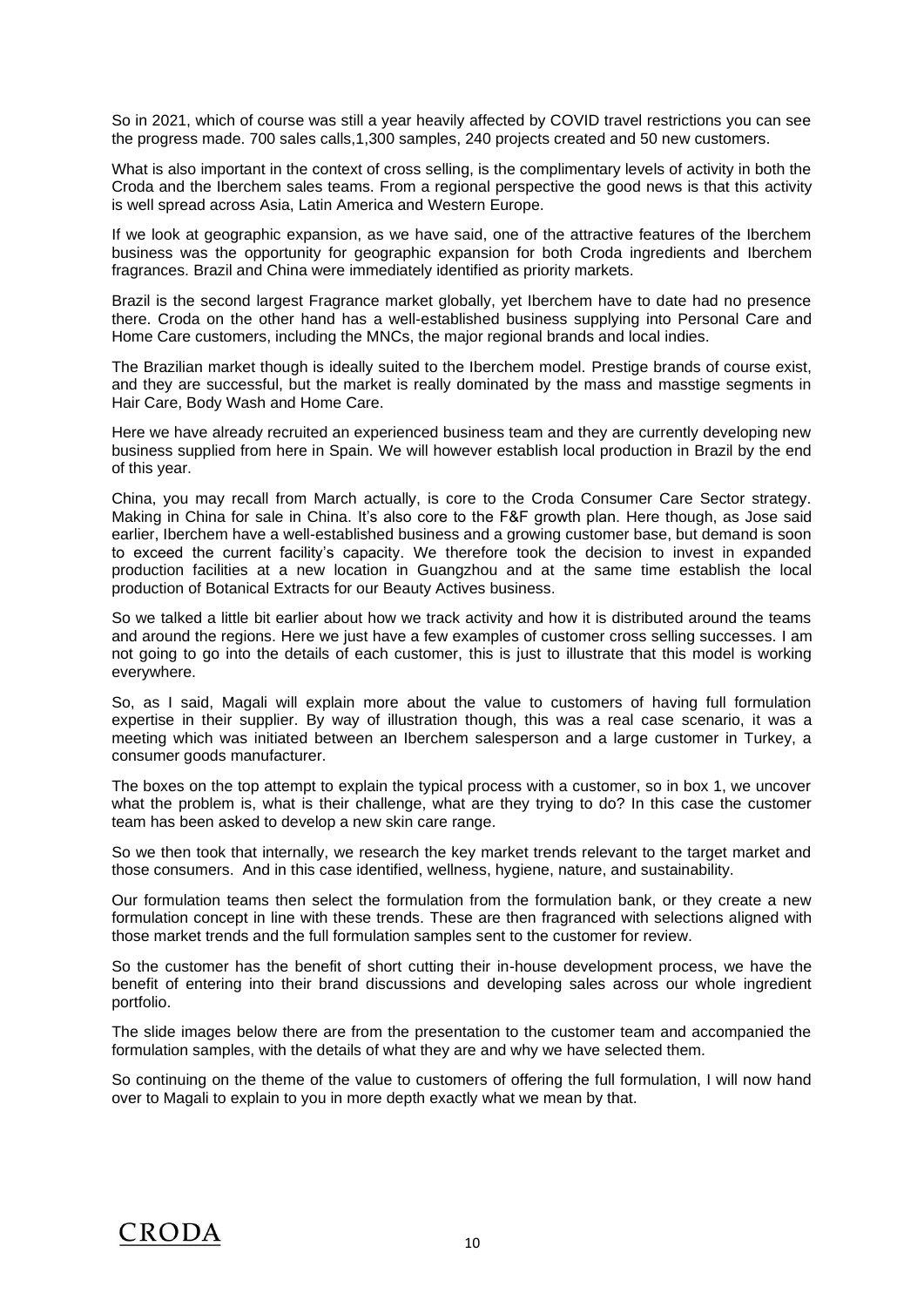So in 2021, which of course was still a year heavily affected by COVID travel restrictions you can see the progress made. 700 sales calls,1,300 samples, 240 projects created and 50 new customers.

What is also important in the context of cross selling, is the complimentary levels of activity in both the Croda and the Iberchem sales teams. From a regional perspective the good news is that this activity is well spread across Asia, Latin America and Western Europe.

If we look at geographic expansion, as we have said, one of the attractive features of the Iberchem business was the opportunity for geographic expansion for both Croda ingredients and Iberchem fragrances. Brazil and China were immediately identified as priority markets.

Brazil is the second largest Fragrance market globally, yet Iberchem have to date had no presence there. Croda on the other hand has a well-established business supplying into Personal Care and Home Care customers, including the MNCs, the major regional brands and local indies.

The Brazilian market though is ideally suited to the Iberchem model. Prestige brands of course exist, and they are successful, but the market is really dominated by the mass and masstige segments in Hair Care, Body Wash and Home Care.

Here we have already recruited an experienced business team and they are currently developing new business supplied from here in Spain. We will however establish local production in Brazil by the end of this year.

China, you may recall from March actually, is core to the Croda Consumer Care Sector strategy. Making in China for sale in China. It's also core to the F&F growth plan. Here though, as Jose said earlier, Iberchem have a well-established business and a growing customer base, but demand is soon to exceed the current facility's capacity. We therefore took the decision to invest in expanded production facilities at a new location in Guangzhou and at the same time establish the local production of Botanical Extracts for our Beauty Actives business.

So we talked a little bit earlier about how we track activity and how it is distributed around the teams and around the regions. Here we just have a few examples of customer cross selling successes. I am not going to go into the details of each customer, this is just to illustrate that this model is working everywhere.

So, as I said, Magali will explain more about the value to customers of having full formulation expertise in their supplier. By way of illustration though, this was a real case scenario, it was a meeting which was initiated between an Iberchem salesperson and a large customer in Turkey, a consumer goods manufacturer.

The boxes on the top attempt to explain the typical process with a customer, so in box 1, we uncover what the problem is, what is their challenge, what are they trying to do? In this case the customer team has been asked to develop a new skin care range.

So we then took that internally, we research the key market trends relevant to the target market and those consumers. And in this case identified, wellness, hygiene, nature, and sustainability.

Our formulation teams then select the formulation from the formulation bank, or they create a new formulation concept in line with these trends. These are then fragranced with selections aligned with those market trends and the full formulation samples sent to the customer for review.

So the customer has the benefit of short cutting their in-house development process, we have the benefit of entering into their brand discussions and developing sales across our whole ingredient portfolio.

The slide images below there are from the presentation to the customer team and accompanied the formulation samples, with the details of what they are and why we have selected them.

So continuing on the theme of the value to customers of offering the full formulation, I will now hand over to Magali to explain to you in more depth exactly what we mean by that.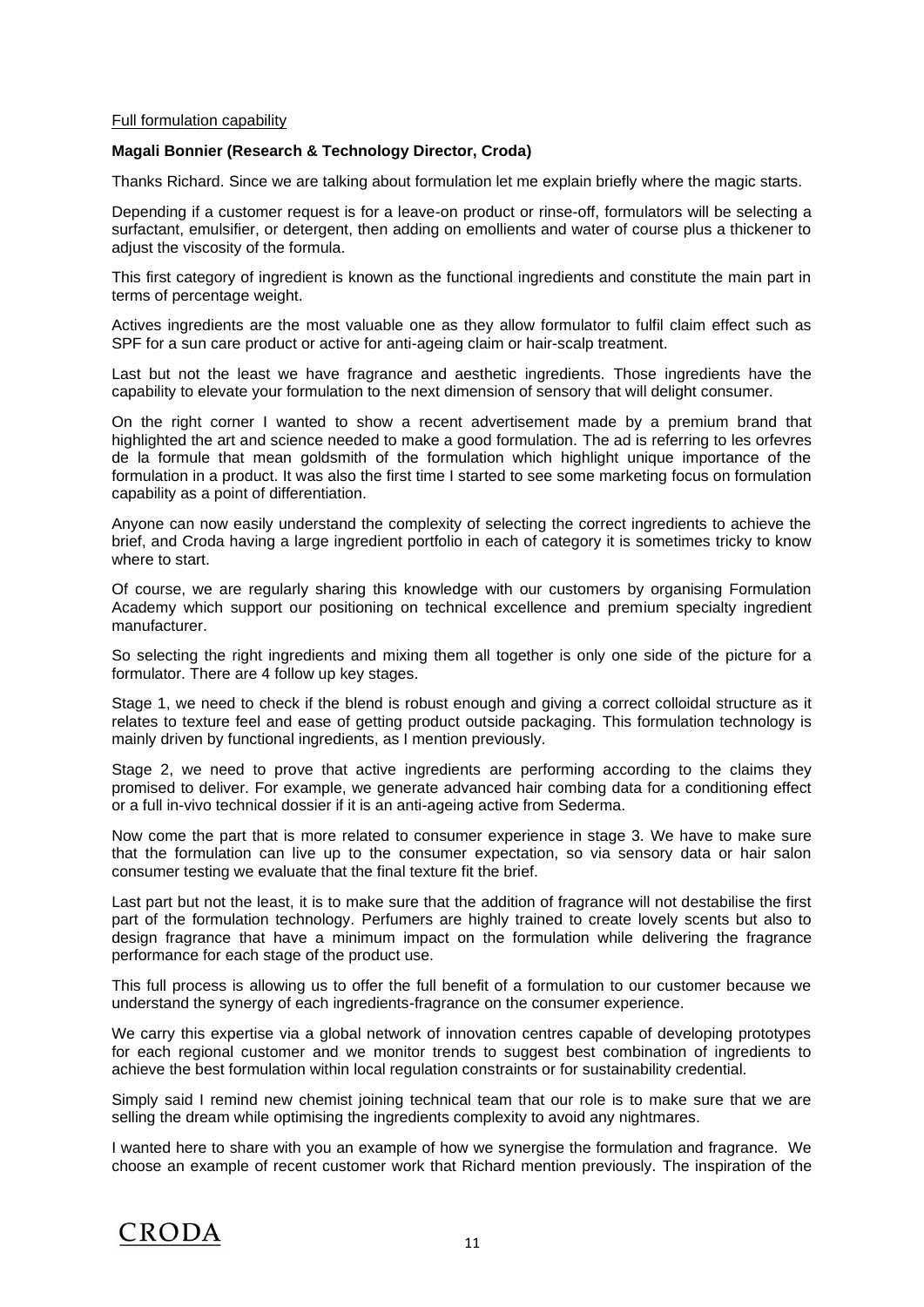Full formulation capability

**Magali Bonnier (Research & Technology Director, Croda)**

Thanks Richard. Since we are talking about formulation let me explain briefly where the magic starts.

Depending if a customer request is for a leave-on product or rinse-off, formulators will be selecting a surfactant, emulsifier, or detergent, then adding on emollients and water of course plus a thickener to adjust the viscosity of the formula.

This first category of ingredient is known as the functional ingredients and constitute the main part in terms of percentage weight.

Actives ingredients are the most valuable one as they allow formulator to fulfil claim effect such as SPF for a sun care product or active for anti-ageing claim or hair-scalp treatment.

Last but not the least we have fragrance and aesthetic ingredients. Those ingredients have the capability to elevate your formulation to the next dimension of sensory that will delight consumer.

On the right corner I wanted to show a recent advertisement made by a premium brand that highlighted the art and science needed to make a good formulation. The ad is referring to les orfevres de la formule that mean goldsmith of the formulation which highlight unique importance of the formulation in a product. It was also the first time I started to see some marketing focus on formulation capability as a point of differentiation.

Anyone can now easily understand the complexity of selecting the correct ingredients to achieve the brief, and Croda having a large ingredient portfolio in each of category it is sometimes tricky to know where to start.

Of course, we are regularly sharing this knowledge with our customers by organising Formulation Academy which support our positioning on technical excellence and premium specialty ingredient manufacturer.

So selecting the right ingredients and mixing them all together is only one side of the picture for a formulator. There are 4 follow up key stages.

Stage 1, we need to check if the blend is robust enough and giving a correct colloidal structure as it relates to texture feel and ease of getting product outside packaging. This formulation technology is mainly driven by functional ingredients, as I mention previously.

Stage 2, we need to prove that active ingredients are performing according to the claims they promised to deliver. For example, we generate advanced hair combing data for a conditioning effect or a full in-vivo technical dossier if it is an anti-ageing active from Sederma.

Now come the part that is more related to consumer experience in stage 3. We have to make sure that the formulation can live up to the consumer expectation, so via sensory data or hair salon consumer testing we evaluate that the final texture fit the brief.

Last part but not the least, it is to make sure that the addition of fragrance will not destabilise the first part of the formulation technology. Perfumers are highly trained to create lovely scents but also to design fragrance that have a minimum impact on the formulation while delivering the fragrance performance for each stage of the product use.

This full process is allowing us to offer the full benefit of a formulation to our customer because we understand the synergy of each ingredients-fragrance on the consumer experience.

We carry this expertise via a global network of innovation centres capable of developing prototypes for each regional customer and we monitor trends to suggest best combination of ingredients to achieve the best formulation within local regulation constraints or for sustainability credential.

Simply said I remind new chemist joining technical team that our role is to make sure that we are selling the dream while optimising the ingredients complexity to avoid any nightmares.

I wanted here to share with you an example of how we synergise the formulation and fragrance. We choose an example of recent customer work that Richard mention previously. The inspiration of the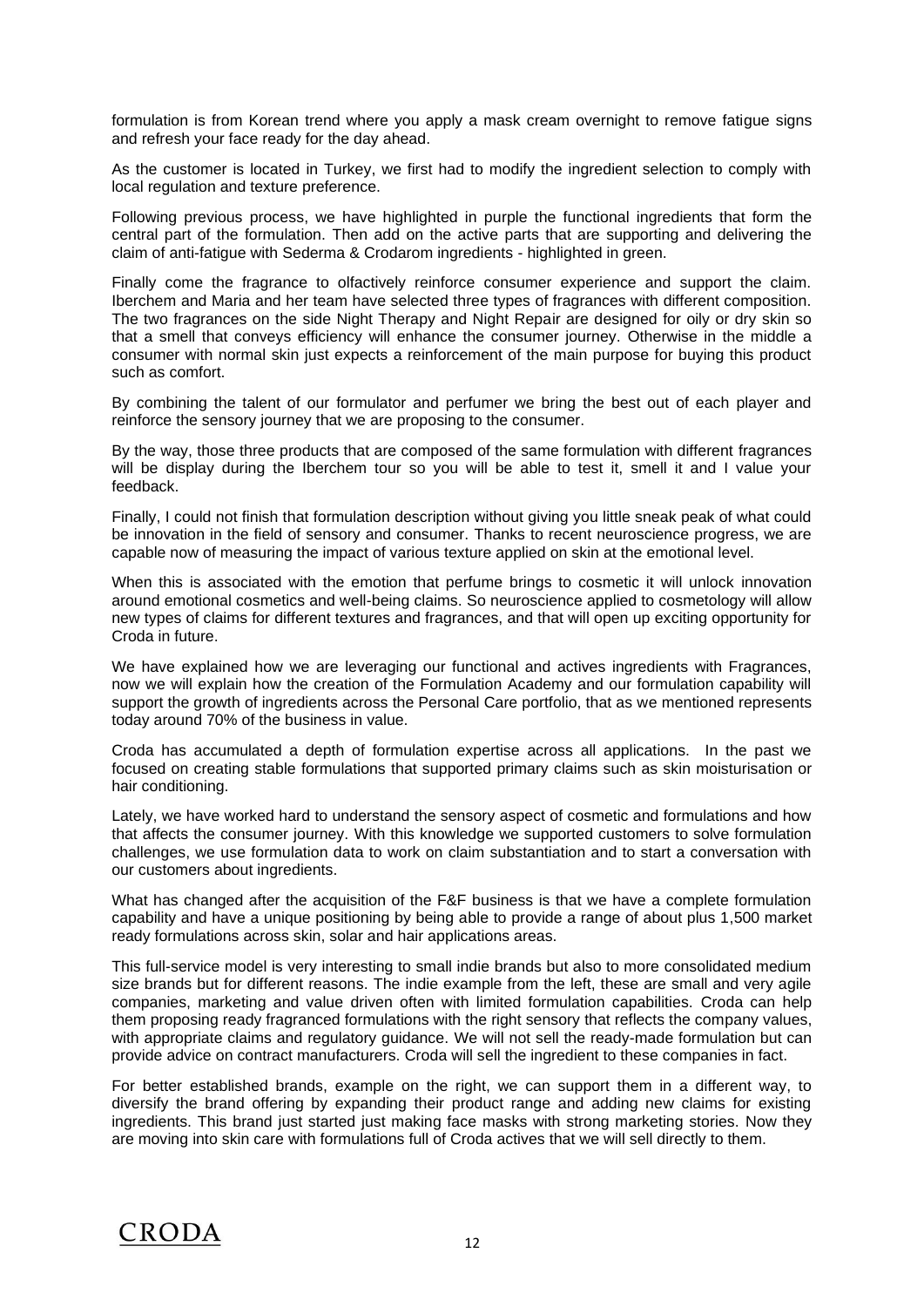formulation is from Korean trend where you apply a mask cream overnight to remove fatigue signs and refresh your face ready for the day ahead.

As the customer is located in Turkey, we first had to modify the ingredient selection to comply with local regulation and texture preference.

Following previous process, we have highlighted in purple the functional ingredients that form the central part of the formulation. Then add on the active parts that are supporting and delivering the claim of anti-fatigue with Sederma & Crodarom ingredients - highlighted in green.

Finally come the fragrance to olfactively reinforce consumer experience and support the claim. Iberchem and Maria and her team have selected three types of fragrances with different composition. The two fragrances on the side Night Therapy and Night Repair are designed for oily or dry skin so that a smell that conveys efficiency will enhance the consumer journey. Otherwise in the middle a consumer with normal skin just expects a reinforcement of the main purpose for buying this product such as comfort.

By combining the talent of our formulator and perfumer we bring the best out of each player and reinforce the sensory journey that we are proposing to the consumer.

By the way, those three products that are composed of the same formulation with different fragrances will be display during the Iberchem tour so you will be able to test it, smell it and I value your feedback.

Finally, I could not finish that formulation description without giving you little sneak peak of what could be innovation in the field of sensory and consumer. Thanks to recent neuroscience progress, we are capable now of measuring the impact of various texture applied on skin at the emotional level.

When this is associated with the emotion that perfume brings to cosmetic it will unlock innovation around emotional cosmetics and well-being claims. So neuroscience applied to cosmetology will allow new types of claims for different textures and fragrances, and that will open up exciting opportunity for Croda in future.

We have explained how we are leveraging our functional and actives ingredients with Fragrances, now we will explain how the creation of the Formulation Academy and our formulation capability will support the growth of ingredients across the Personal Care portfolio, that as we mentioned represents today around 70% of the business in value.

Croda has accumulated a depth of formulation expertise across all applications. In the past we focused on creating stable formulations that supported primary claims such as skin moisturisation or hair conditioning.

Lately, we have worked hard to understand the sensory aspect of cosmetic and formulations and how that affects the consumer journey. With this knowledge we supported customers to solve formulation challenges, we use formulation data to work on claim substantiation and to start a conversation with our customers about ingredients.

What has changed after the acquisition of the F&F business is that we have a complete formulation capability and have a unique positioning by being able to provide a range of about plus 1,500 market ready formulations across skin, solar and hair applications areas.

This full-service model is very interesting to small indie brands but also to more consolidated medium size brands but for different reasons. The indie example from the left, these are small and very agile companies, marketing and value driven often with limited formulation capabilities. Croda can help them proposing ready fragranced formulations with the right sensory that reflects the company values, with appropriate claims and regulatory guidance. We will not sell the ready-made formulation but can provide advice on contract manufacturers. Croda will sell the ingredient to these companies in fact.

For better established brands, example on the right, we can support them in a different way, to diversify the brand offering by expanding their product range and adding new claims for existing ingredients. This brand just started just making face masks with strong marketing stories. Now they are moving into skin care with formulations full of Croda actives that we will sell directly to them.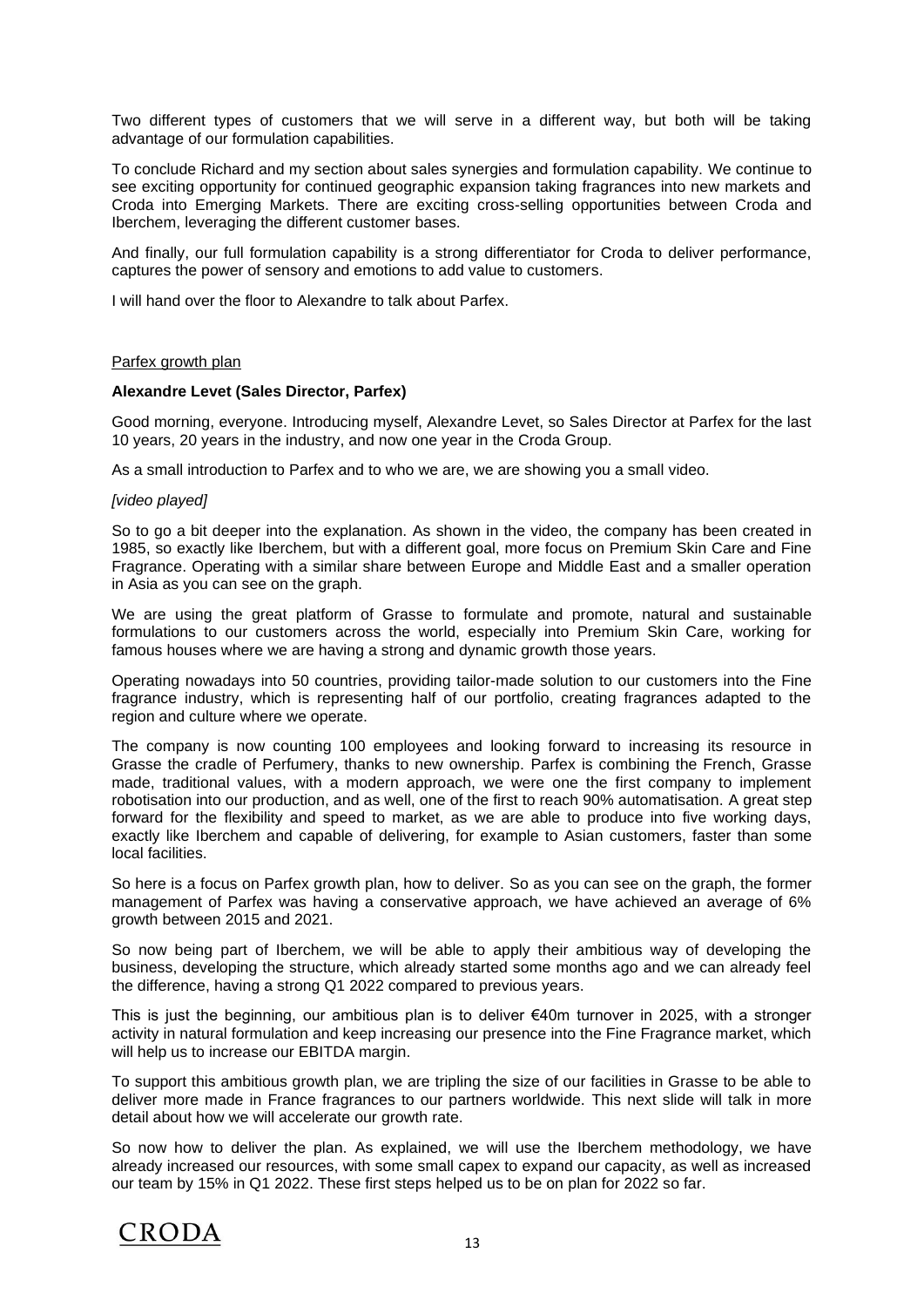Two different types of customers that we will serve in a different way, but both will be taking advantage of our formulation capabilities.

To conclude Richard and my section about sales synergies and formulation capability. We continue to see exciting opportunity for continued geographic expansion taking fragrances into new markets and Croda into Emerging Markets. There are exciting cross-selling opportunities between Croda and Iberchem, leveraging the different customer bases.

And finally, our full formulation capability is a strong differentiator for Croda to deliver performance, captures the power of sensory and emotions to add value to customers.

I will hand over the floor to Alexandre to talk about Parfex.

<u>Parfex growth plan</u>

**Alexandre Levet (Sales Director, Parfex)**

Good morning, everyone. Introducing myself, Alexandre Levet, so Sales Director at Parfex for the last 10 years, 20 years in the industry, and now one year in the Croda Group.

As a small introduction to Parfex and to who we are, we are showing you a small video.

*[video played]*

So to go a bit deeper into the explanation. As shown in the video, the company has been created in 1985, so exactly like Iberchem, but with a different goal, more focus on Premium Skin Care and Fine Fragrance. Operating with a similar share between Europe and Middle East and a smaller operation in Asia as you can see on the graph.

We are using the great platform of Grasse to formulate and promote, natural and sustainable formulations to our customers across the world, especially into Premium Skin Care, working for famous houses where we are having a strong and dynamic growth those years.

Operating nowadays into 50 countries, providing tailor-made solution to our customers into the Fine fragrance industry, which is representing half of our portfolio, creating fragrances adapted to the region and culture where we operate.

The company is now counting 100 employees and looking forward to increasing its resource in Grasse the cradle of Perfumery, thanks to new ownership. Parfex is combining the French, Grasse made, traditional values, with a modern approach, we were one the first company to implement robotisation into our production, and as well, one of the first to reach 90% automatisation. A great step forward for the flexibility and speed to market, as we are able to produce into five working days, exactly like Iberchem and capable of delivering, for example to Asian customers, faster than some local facilities.

So here is a focus on Parfex growth plan, how to deliver. So as you can see on the graph, the former management of Parfex was having a conservative approach, we have achieved an average of 6% growth between 2015 and 2021.

So now being part of Iberchem, we will be able to apply their ambitious way of developing the business, developing the structure, which already started some months ago and we can already feel the difference, having a strong Q1 2022 compared to previous years.

This is just the beginning, our ambitious plan is to deliver €40m turnover in 2025, with a stronger activity in natural formulation and keep increasing our presence into the Fine Fragrance market, which will help us to increase our EBITDA margin.

To support this ambitious growth plan, we are tripling the size of our facilities in Grasse to be able to deliver more made in France fragrances to our partners worldwide. This next slide will talk in more detail about how we will accelerate our growth rate.

So now how to deliver the plan. As explained, we will use the Iberchem methodology, we have already increased our resources, with some small capex to expand our capacity, as well as increased our team by 15% in Q1 2022. These first steps helped us to be on plan for 2022 so far.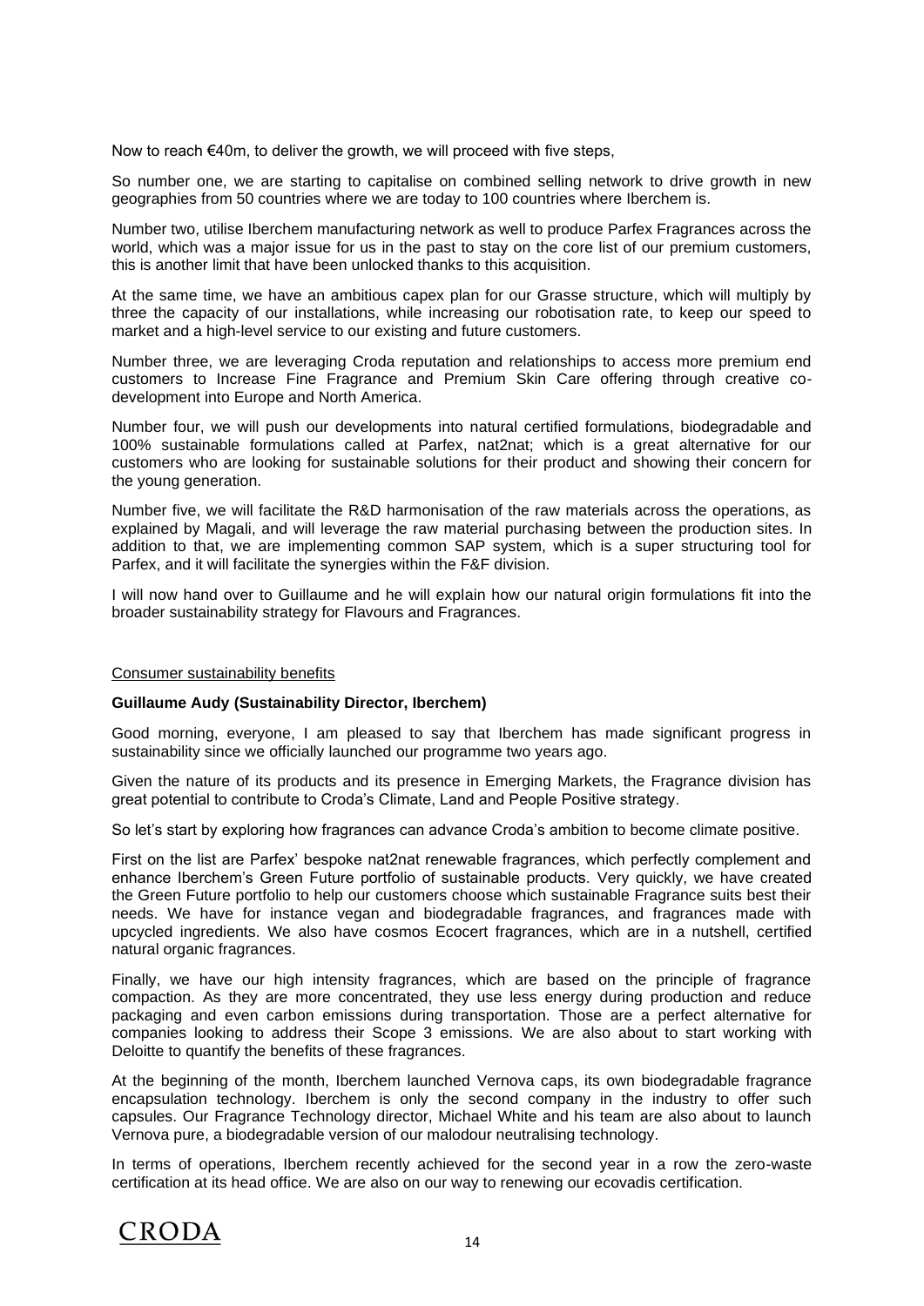Now to reach €40m, to deliver the growth, we will proceed with five steps,

So number one, we are starting to capitalise on combined selling network to drive growth in new geographies from 50 countries where we are today to 100 countries where Iberchem is.

Number two, utilise Iberchem manufacturing network as well to produce Parfex Fragrances across the world, which was a major issue for us in the past to stay on the core list of our premium customers, this is another limit that have been unlocked thanks to this acquisition.

At the same time, we have an ambitious capex plan for our Grasse structure, which will multiply by three the capacity of our installations, while increasing our robotisation rate, to keep our speed to market and a high-level service to our existing and future customers.

Number three, we are leveraging Croda reputation and relationships to access more premium end customers to Increase Fine Fragrance and Premium Skin Care offering through creative co-development into Europe and North America.

Number four, we will push our developments into natural certified formulations, biodegradable and 100% sustainable formulations called at Parfex, nat2nat; which is a great alternative for our customers who are looking for sustainable solutions for their product and showing their concern for the young generation.

Number five, we will facilitate the R&D harmonisation of the raw materials across the operations, as explained by Magali, and will leverage the raw material purchasing between the production sites. In addition to that, we are implementing common SAP system, which is a super structuring tool for Parfex, and it will facilitate the synergies within the F&F division.

I will now hand over to Guillaume and he will explain how our natural origin formulations fit into the broader sustainability strategy for Flavours and Fragrances.

<u>Consumer sustainability benefits</u>

**Guillaume Audy (Sustainability Director, Iberchem)**

Good morning, everyone, I am pleased to say that Iberchem has made significant progress in sustainability since we officially launched our programme two years ago.

Given the nature of its products and its presence in Emerging Markets, the Fragrance division has great potential to contribute to Croda's Climate, Land and People Positive strategy.

So let's start by exploring how fragrances can advance Croda's ambition to become climate positive.

First on the list are Parfex' bespoke nat2nat renewable fragrances, which perfectly complement and enhance Iberchem's Green Future portfolio of sustainable products. Very quickly, we have created the Green Future portfolio to help our customers choose which sustainable Fragrance suits best their needs. We have for instance vegan and biodegradable fragrances, and fragrances made with upcycled ingredients. We also have cosmos Ecocert fragrances, which are in a nutshell, certified natural organic fragrances.

Finally, we have our high intensity fragrances, which are based on the principle of fragrance compaction. As they are more concentrated, they use less energy during production and reduce packaging and even carbon emissions during transportation. Those are a perfect alternative for companies looking to address their Scope 3 emissions. We are also about to start working with Deloitte to quantify the benefits of these fragrances.

At the beginning of the month, Iberchem launched Vernova caps, its own biodegradable fragrance encapsulation technology. Iberchem is only the second company in the industry to offer such capsules. Our Fragrance Technology director, Michael White and his team are also about to launch Vernova pure, a biodegradable version of our malodour neutralising technology.

In terms of operations, Iberchem recently achieved for the second year in a row the zero-waste certification at its head office. We are also on our way to renewing our ecovadis certification.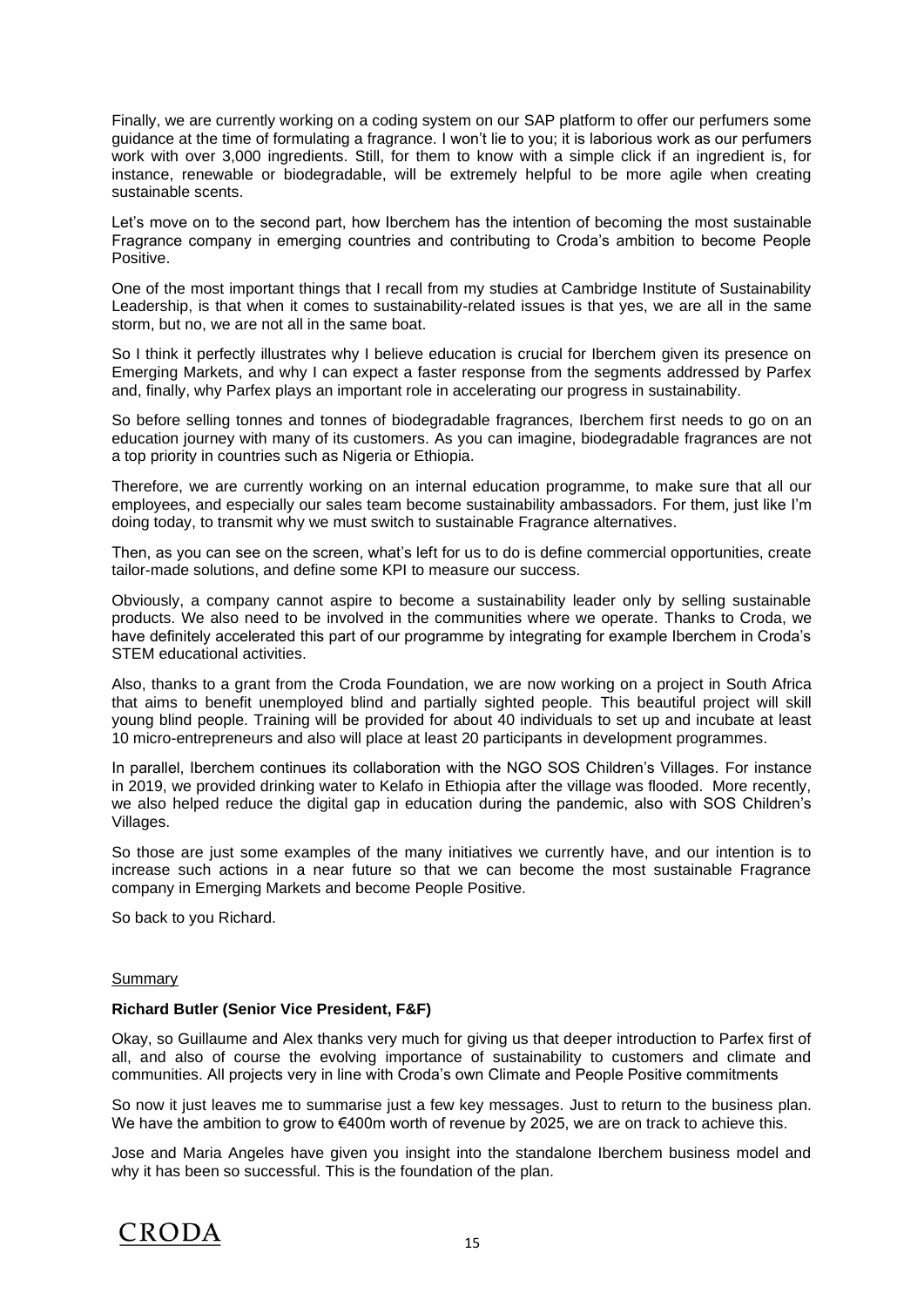Finally, we are currently working on a coding system on our SAP platform to offer our perfumers some guidance at the time of formulating a fragrance. I won't lie to you; it is laborious work as our perfumers work with over 3,000 ingredients. Still, for them to know with a simple click if an ingredient is, for instance, renewable or biodegradable, will be extremely helpful to be more agile when creating sustainable scents.

Let's move on to the second part, how Iberchem has the intention of becoming the most sustainable Fragrance company in emerging countries and contributing to Croda's ambition to become People Positive.

One of the most important things that I recall from my studies at Cambridge Institute of Sustainability Leadership, is that when it comes to sustainability-related issues is that yes, we are all in the same storm, but no, we are not all in the same boat.

So I think it perfectly illustrates why I believe education is crucial for Iberchem given its presence on Emerging Markets, and why I can expect a faster response from the segments addressed by Parfex and, finally, why Parfex plays an important role in accelerating our progress in sustainability.

So before selling tonnes and tonnes of biodegradable fragrances, Iberchem first needs to go on an education journey with many of its customers. As you can imagine, biodegradable fragrances are not a top priority in countries such as Nigeria or Ethiopia.

Therefore, we are currently working on an internal education programme, to make sure that all our employees, and especially our sales team become sustainability ambassadors. For them, just like I'm doing today, to transmit why we must switch to sustainable Fragrance alternatives.

Then, as you can see on the screen, what's left for us to do is define commercial opportunities, create tailor-made solutions, and define some KPI to measure our success.

Obviously, a company cannot aspire to become a sustainability leader only by selling sustainable products. We also need to be involved in the communities where we operate. Thanks to Croda, we have definitely accelerated this part of our programme by integrating for example Iberchem in Croda's STEM educational activities.

Also, thanks to a grant from the Croda Foundation, we are now working on a project in South Africa that aims to benefit unemployed blind and partially sighted people. This beautiful project will skill young blind people. Training will be provided for about 40 individuals to set up and incubate at least 10 micro-entrepreneurs and also will place at least 20 participants in development programmes.

In parallel, Iberchem continues its collaboration with the NGO SOS Children's Villages. For instance in 2019, we provided drinking water to Kelafo in Ethiopia after the village was flooded. More recently, we also helped reduce the digital gap in education during the pandemic, also with SOS Children's Villages.

So those are just some examples of the many initiatives we currently have, and our intention is to increase such actions in a near future so that we can become the most sustainable Fragrance company in Emerging Markets and become People Positive.

So back to you Richard.

## Summary

**Richard Butler (Senior Vice President, F&F)**

Okay, so Guillaume and Alex thanks very much for giving us that deeper introduction to Parfex first of all, and also of course the evolving importance of sustainability to customers and climate and communities. All projects very in line with Croda's own Climate and People Positive commitments

So now it just leaves me to summarise just a few key messages. Just to return to the business plan. We have the ambition to grow to €400m worth of revenue by 2025, we are on track to achieve this.

Jose and Maria Angeles have given you insight into the standalone Iberchem business model and why it has been so successful. This is the foundation of the plan.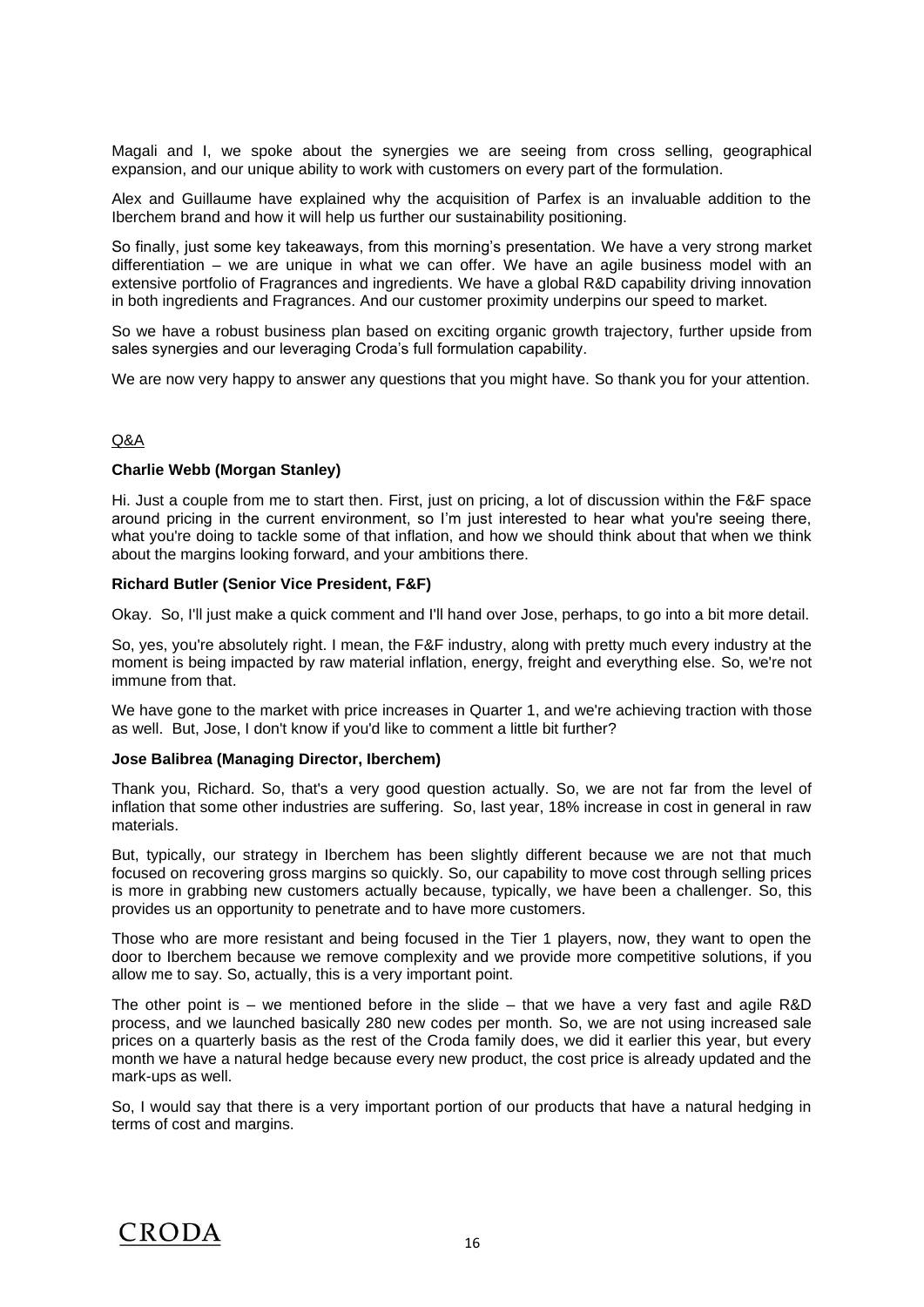Magali and I, we spoke about the synergies we are seeing from cross selling, geographical expansion, and our unique ability to work with customers on every part of the formulation.

Alex and Guillaume have explained why the acquisition of Parfex is an invaluable addition to the Iberchem brand and how it will help us further our sustainability positioning.

So finally, just some key takeaways, from this morning's presentation. We have a very strong market differentiation – we are unique in what we can offer. We have an agile business model with an extensive portfolio of Fragrances and ingredients. We have a global R&D capability driving innovation in both ingredients and Fragrances. And our customer proximity underpins our speed to market.

So we have a robust business plan based on exciting organic growth trajectory, further upside from sales synergies and our leveraging Croda's full formulation capability.

We are now very happy to answer any questions that you might have. So thank you for your attention.

Q&A

**Charlie Webb (Morgan Stanley)**

Hi. Just a couple from me to start then. First, just on pricing, a lot of discussion within the F&F space around pricing in the current environment, so I'm just interested to hear what you're seeing there, what you're doing to tackle some of that inflation, and how we should think about that when we think about the margins looking forward, and your ambitions there.

**Richard Butler (Senior Vice President, F&F)**

Okay. So, I'll just make a quick comment and I'll hand over Jose, perhaps, to go into a bit more detail.

So, yes, you're absolutely right. I mean, the F&F industry, along with pretty much every industry at the moment is being impacted by raw material inflation, energy, freight and everything else. So, we're not immune from that.

We have gone to the market with price increases in Quarter 1, and we're achieving traction with those as well. But, Jose, I don't know if you'd like to comment a little bit further?

**Jose Balibrea (Managing Director, Iberchem)**

Thank you, Richard. So, that's a very good question actually. So, we are not far from the level of inflation that some other industries are suffering. So, last year, 18% increase in cost in general in raw materials.

But, typically, our strategy in Iberchem has been slightly different because we are not that much focused on recovering gross margins so quickly. So, our capability to move cost through selling prices is more in grabbing new customers actually because, typically, we have been a challenger. So, this provides us an opportunity to penetrate and to have more customers.

Those who are more resistant and being focused in the Tier 1 players, now, they want to open the door to Iberchem because we remove complexity and we provide more competitive solutions, if you allow me to say. So, actually, this is a very important point.

The other point is – we mentioned before in the slide – that we have a very fast and agile R&D process, and we launched basically 280 new codes per month. So, we are not using increased sale prices on a quarterly basis as the rest of the Croda family does, we did it earlier this year, but every month we have a natural hedge because every new product, the cost price is already updated and the mark-ups as well.

So, I would say that there is a very important portion of our products that have a natural hedging in terms of cost and margins.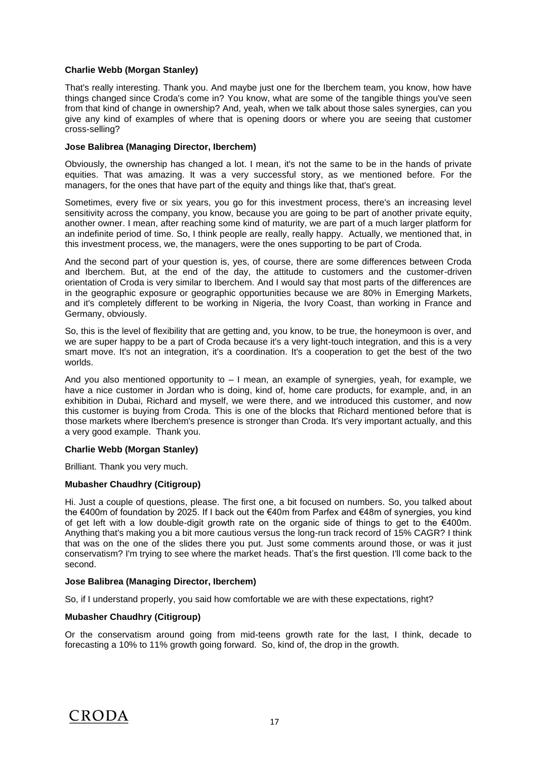**Charlie Webb (Morgan Stanley)**

That's really interesting. Thank you. And maybe just one for the Iberchem team, you know, how have things changed since Croda's come in? You know, what are some of the tangible things you've seen from that kind of change in ownership? And, yeah, when we talk about those sales synergies, can you give any kind of examples of where that is opening doors or where you are seeing that customer cross-selling?

**Jose Balibrea (Managing Director, Iberchem)**

Obviously, the ownership has changed a lot. I mean, it's not the same to be in the hands of private equities. That was amazing. It was a very successful story, as we mentioned before. For the managers, for the ones that have part of the equity and things like that, that's great.

Sometimes, every five or six years, you go for this investment process, there's an increasing level sensitivity across the company, you know, because you are going to be part of another private equity, another owner. I mean, after reaching some kind of maturity, we are part of a much larger platform for an indefinite period of time. So, I think people are really, really happy. Actually, we mentioned that, in this investment process, we, the managers, were the ones supporting to be part of Croda.

And the second part of your question is, yes, of course, there are some differences between Croda and Iberchem. But, at the end of the day, the attitude to customers and the customer-driven orientation of Croda is very similar to Iberchem. And I would say that most parts of the differences are in the geographic exposure or geographic opportunities because we are 80% in Emerging Markets, and it's completely different to be working in Nigeria, the Ivory Coast, than working in France and Germany, obviously.

So, this is the level of flexibility that are getting and, you know, to be true, the honeymoon is over, and we are super happy to be a part of Croda because it's a very light-touch integration, and this is a very smart move. It's not an integration, it's a coordination. It's a cooperation to get the best of the two worlds.

And you also mentioned opportunity to – I mean, an example of synergies, yeah, for example, we have a nice customer in Jordan who is doing, kind of, home care products, for example, and, in an exhibition in Dubai, Richard and myself, we were there, and we introduced this customer, and now this customer is buying from Croda. This is one of the blocks that Richard mentioned before that is those markets where Iberchem's presence is stronger than Croda. It's very important actually, and this a very good example. Thank you.

**Charlie Webb (Morgan Stanley)**

Brilliant. Thank you very much.

**Mubasher Chaudhry (Citigroup)**

Hi. Just a couple of questions, please. The first one, a bit focused on numbers. So, you talked about the €400m of foundation by 2025. If I back out the €40m from Parfex and €48m of synergies, you kind of get left with a low double-digit growth rate on the organic side of things to get to the €400m. Anything that's making you a bit more cautious versus the long-run track record of 15% CAGR? I think that was on the one of the slides there you put. Just some comments around those, or was it just conservatism? I'm trying to see where the market heads. That's the first question. I'll come back to the second.

**Jose Balibrea (Managing Director, Iberchem)**

So, if I understand properly, you said how comfortable we are with these expectations, right?

**Mubasher Chaudhry (Citigroup)**

Or the conservatism around going from mid-teens growth rate for the last, I think, decade to forecasting a 10% to 11% growth going forward. So, kind of, the drop in the growth.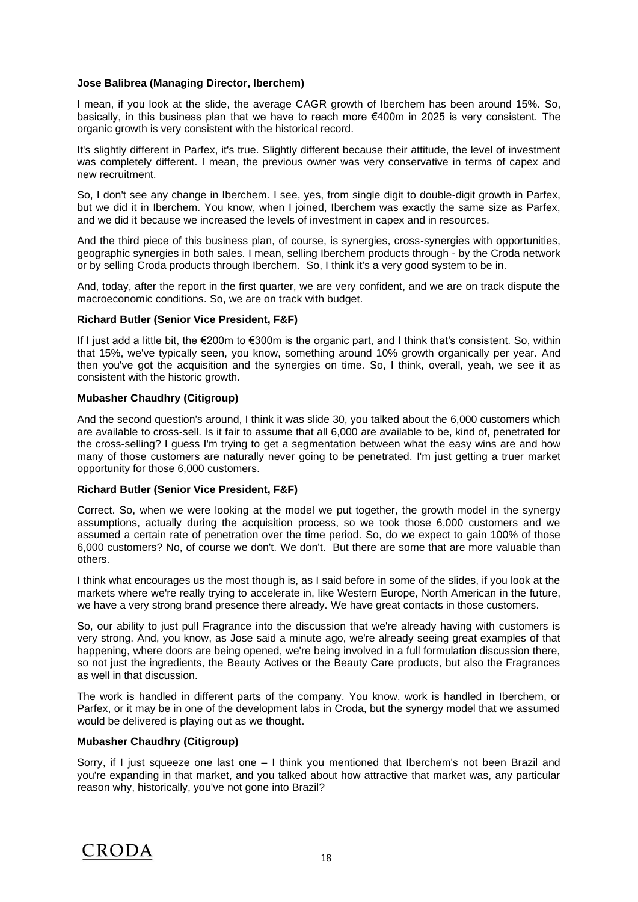**Jose Balibrea (Managing Director, Iberchem)**

I mean, if you look at the slide, the average CAGR growth of Iberchem has been around 15%. So, basically, in this business plan that we have to reach more €400m in 2025 is very consistent. The organic growth is very consistent with the historical record.

It's slightly different in Parfex, it's true. Slightly different because their attitude, the level of investment was completely different. I mean, the previous owner was very conservative in terms of capex and new recruitment.

So, I don't see any change in Iberchem. I see, yes, from single digit to double-digit growth in Parfex, but we did it in Iberchem. You know, when I joined, Iberchem was exactly the same size as Parfex, and we did it because we increased the levels of investment in capex and in resources.

And the third piece of this business plan, of course, is synergies, cross-synergies with opportunities, geographic synergies in both sales. I mean, selling Iberchem products through - by the Croda network or by selling Croda products through Iberchem. So, I think it's a very good system to be in.

And, today, after the report in the first quarter, we are very confident, and we are on track dispute the macroeconomic conditions. So, we are on track with budget.

**Richard Butler (Senior Vice President, F&F)**

If I just add a little bit, the €200m to €300m is the organic part, and I think that's consistent. So, within that 15%, we've typically seen, you know, something around 10% growth organically per year. And then you've got the acquisition and the synergies on time. So, I think, overall, yeah, we see it as consistent with the historic growth.

**Mubasher Chaudhry (Citigroup)**

And the second question's around, I think it was slide 30, you talked about the 6,000 customers which are available to cross-sell. Is it fair to assume that all 6,000 are available to be, kind of, penetrated for the cross-selling? I guess I'm trying to get a segmentation between what the easy wins are and how many of those customers are naturally never going to be penetrated. I'm just getting a truer market opportunity for those 6,000 customers.

**Richard Butler (Senior Vice President, F&F)**

Correct. So, when we were looking at the model we put together, the growth model in the synergy assumptions, actually during the acquisition process, so we took those 6,000 customers and we assumed a certain rate of penetration over the time period. So, do we expect to gain 100% of those 6,000 customers? No, of course we don't. We don't. But there are some that are more valuable than others.

I think what encourages us the most though is, as I said before in some of the slides, if you look at the markets where we're really trying to accelerate in, like Western Europe, North American in the future, we have a very strong brand presence there already. We have great contacts in those customers.

So, our ability to just pull Fragrance into the discussion that we're already having with customers is very strong. And, you know, as Jose said a minute ago, we're already seeing great examples of that happening, where doors are being opened, we're being involved in a full formulation discussion there, so not just the ingredients, the Beauty Actives or the Beauty Care products, but also the Fragrances as well in that discussion.

The work is handled in different parts of the company. You know, work is handled in Iberchem, or Parfex, or it may be in one of the development labs in Croda, but the synergy model that we assumed would be delivered is playing out as we thought.

**Mubasher Chaudhry (Citigroup)**

Sorry, if I just squeeze one last one – I think you mentioned that Iberchem's not been Brazil and you're expanding in that market, and you talked about how attractive that market was, any particular reason why, historically, you've not gone into Brazil?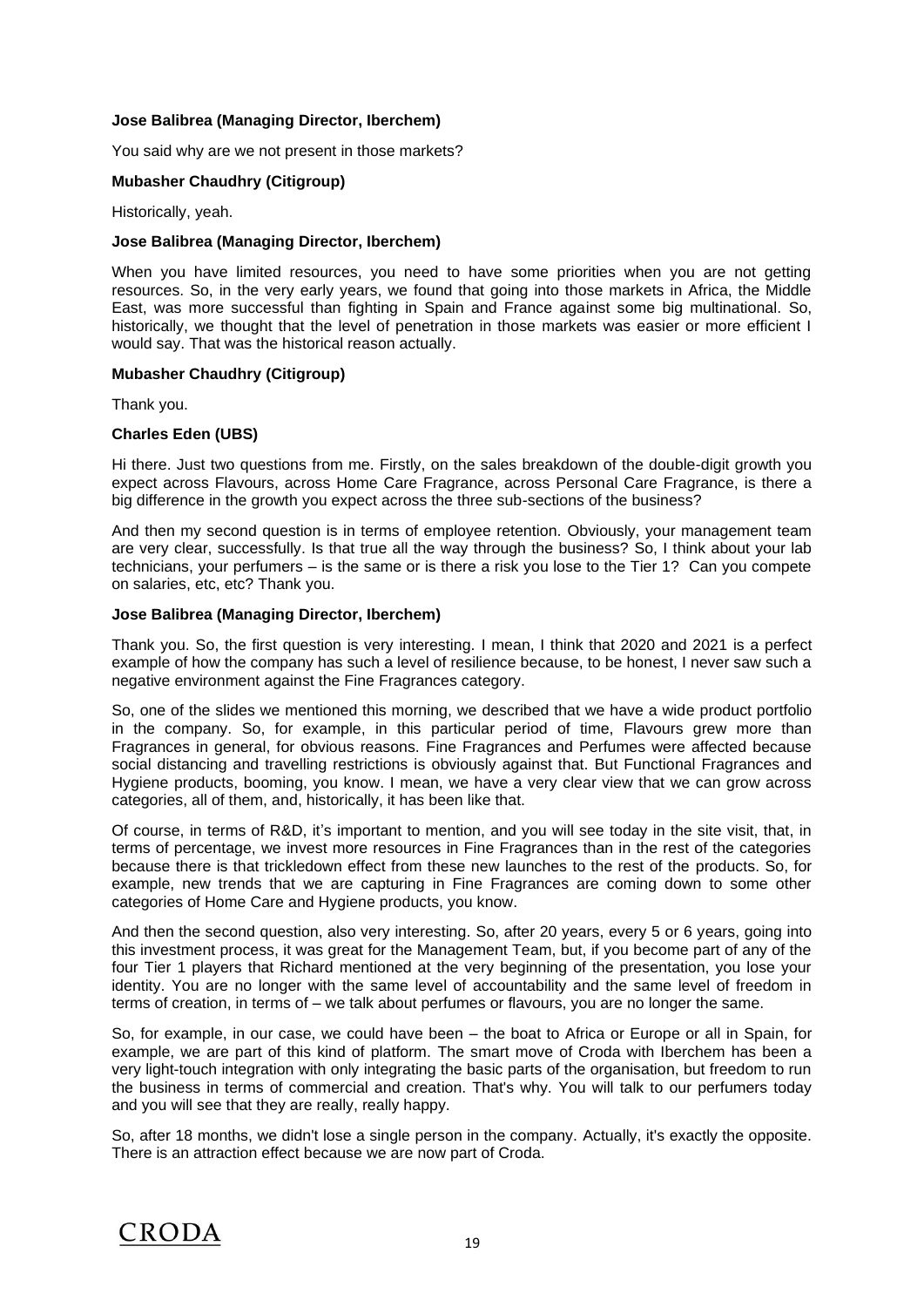**Jose Balibrea (Managing Director, Iberchem)**

You said why are we not present in those markets?

**Mubasher Chaudhry (Citigroup)**

Historically, yeah.

**Jose Balibrea (Managing Director, Iberchem)**

When you have limited resources, you need to have some priorities when you are not getting resources. So, in the very early years, we found that going into those markets in Africa, the Middle East, was more successful than fighting in Spain and France against some big multinational. So, historically, we thought that the level of penetration in those markets was easier or more efficient I would say. That was the historical reason actually.

**Mubasher Chaudhry (Citigroup)**

Thank you.

**Charles Eden (UBS)**

Hi there. Just two questions from me. Firstly, on the sales breakdown of the double-digit growth you expect across Flavours, across Home Care Fragrance, across Personal Care Fragrance, is there a big difference in the growth you expect across the three sub-sections of the business?

And then my second question is in terms of employee retention. Obviously, your management team are very clear, successfully. Is that true all the way through the business? So, I think about your lab technicians, your perfumers – is the same or is there a risk you lose to the Tier 1? Can you compete on salaries, etc, etc? Thank you.

**Jose Balibrea (Managing Director, Iberchem)**

Thank you. So, the first question is very interesting. I mean, I think that 2020 and 2021 is a perfect example of how the company has such a level of resilience because, to be honest, I never saw such a negative environment against the Fine Fragrances category.

So, one of the slides we mentioned this morning, we described that we have a wide product portfolio in the company. So, for example, in this particular period of time, Flavours grew more than Fragrances in general, for obvious reasons. Fine Fragrances and Perfumes were affected because social distancing and travelling restrictions is obviously against that. But Functional Fragrances and Hygiene products, booming, you know. I mean, we have a very clear view that we can grow across categories, all of them, and, historically, it has been like that.

Of course, in terms of R&D, it's important to mention, and you will see today in the site visit, that, in terms of percentage, we invest more resources in Fine Fragrances than in the rest of the categories because there is that trickledown effect from these new launches to the rest of the products. So, for example, new trends that we are capturing in Fine Fragrances are coming down to some other categories of Home Care and Hygiene products, you know.

And then the second question, also very interesting. So, after 20 years, every 5 or 6 years, going into this investment process, it was great for the Management Team, but, if you become part of any of the four Tier 1 players that Richard mentioned at the very beginning of the presentation, you lose your identity. You are no longer with the same level of accountability and the same level of freedom in terms of creation, in terms of – we talk about perfumes or flavours, you are no longer the same.

So, for example, in our case, we could have been – the boat to Africa or Europe or all in Spain, for example, we are part of this kind of platform. The smart move of Croda with Iberchem has been a very light-touch integration with only integrating the basic parts of the organisation, but freedom to run the business in terms of commercial and creation. That's why. You will talk to our perfumers today and you will see that they are really, really happy.

So, after 18 months, we didn't lose a single person in the company. Actually, it's exactly the opposite. There is an attraction effect because we are now part of Croda.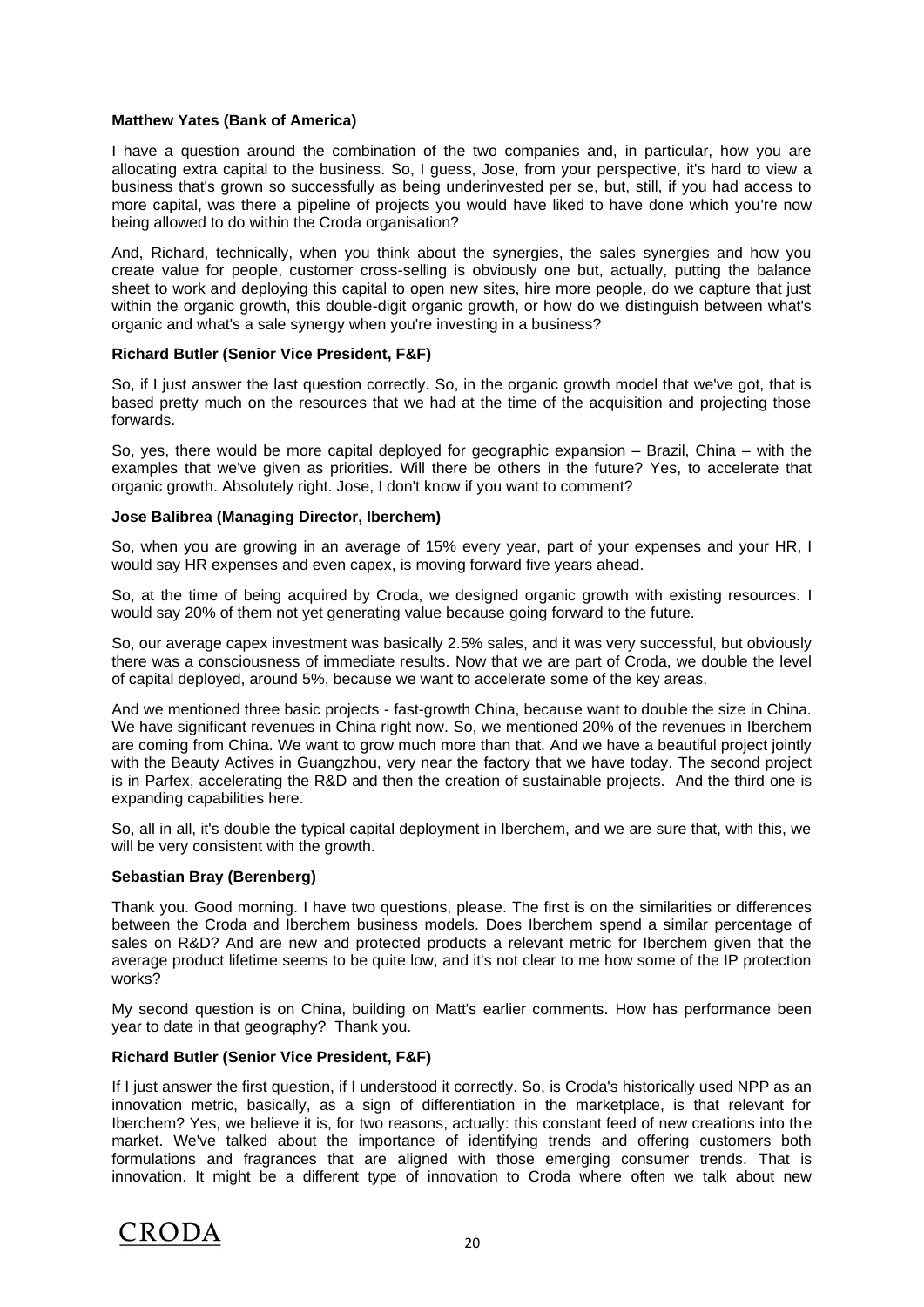**Matthew Yates (Bank of America)**

I have a question around the combination of the two companies and, in particular, how you are allocating extra capital to the business. So, I guess, Jose, from your perspective, it's hard to view a business that's grown so successfully as being underinvested per se, but, still, if you had access to more capital, was there a pipeline of projects you would have liked to have done which you're now being allowed to do within the Croda organisation?

And, Richard, technically, when you think about the synergies, the sales synergies and how you create value for people, customer cross-selling is obviously one but, actually, putting the balance sheet to work and deploying this capital to open new sites, hire more people, do we capture that just within the organic growth, this double-digit organic growth, or how do we distinguish between what's organic and what's a sale synergy when you're investing in a business?

**Richard Butler (Senior Vice President, F&F)**

So, if I just answer the last question correctly. So, in the organic growth model that we've got, that is based pretty much on the resources that we had at the time of the acquisition and projecting those forwards.

So, yes, there would be more capital deployed for geographic expansion – Brazil, China – with the examples that we've given as priorities. Will there be others in the future? Yes, to accelerate that organic growth. Absolutely right. Jose, I don't know if you want to comment?

**Jose Balibrea (Managing Director, Iberchem)**

So, when you are growing in an average of 15% every year, part of your expenses and your HR, I would say HR expenses and even capex, is moving forward five years ahead.

So, at the time of being acquired by Croda, we designed organic growth with existing resources. I would say 20% of them not yet generating value because going forward to the future.

So, our average capex investment was basically 2.5% sales, and it was very successful, but obviously there was a consciousness of immediate results. Now that we are part of Croda, we double the level of capital deployed, around 5%, because we want to accelerate some of the key areas.

And we mentioned three basic projects - fast-growth China, because want to double the size in China. We have significant revenues in China right now. So, we mentioned 20% of the revenues in Iberchem are coming from China. We want to grow much more than that. And we have a beautiful project jointly with the Beauty Actives in Guangzhou, very near the factory that we have today. The second project is in Parfex, accelerating the R&D and then the creation of sustainable projects. And the third one is expanding capabilities here.

So, all in all, it's double the typical capital deployment in Iberchem, and we are sure that, with this, we will be very consistent with the growth.

**Sebastian Bray (Berenberg)**

Thank you. Good morning. I have two questions, please. The first is on the similarities or differences between the Croda and Iberchem business models. Does Iberchem spend a similar percentage of sales on R&D? And are new and protected products a relevant metric for Iberchem given that the average product lifetime seems to be quite low, and it's not clear to me how some of the IP protection works?

My second question is on China, building on Matt's earlier comments. How has performance been year to date in that geography? Thank you.

**Richard Butler (Senior Vice President, F&F)**

If I just answer the first question, if I understood it correctly. So, is Croda's historically used NPP as an innovation metric, basically, as a sign of differentiation in the marketplace, is that relevant for Iberchem? Yes, we believe it is, for two reasons, actually: this constant feed of new creations into the market. We've talked about the importance of identifying trends and offering customers both formulations and fragrances that are aligned with those emerging consumer trends. That is innovation. It might be a different type of innovation to Croda where often we talk about new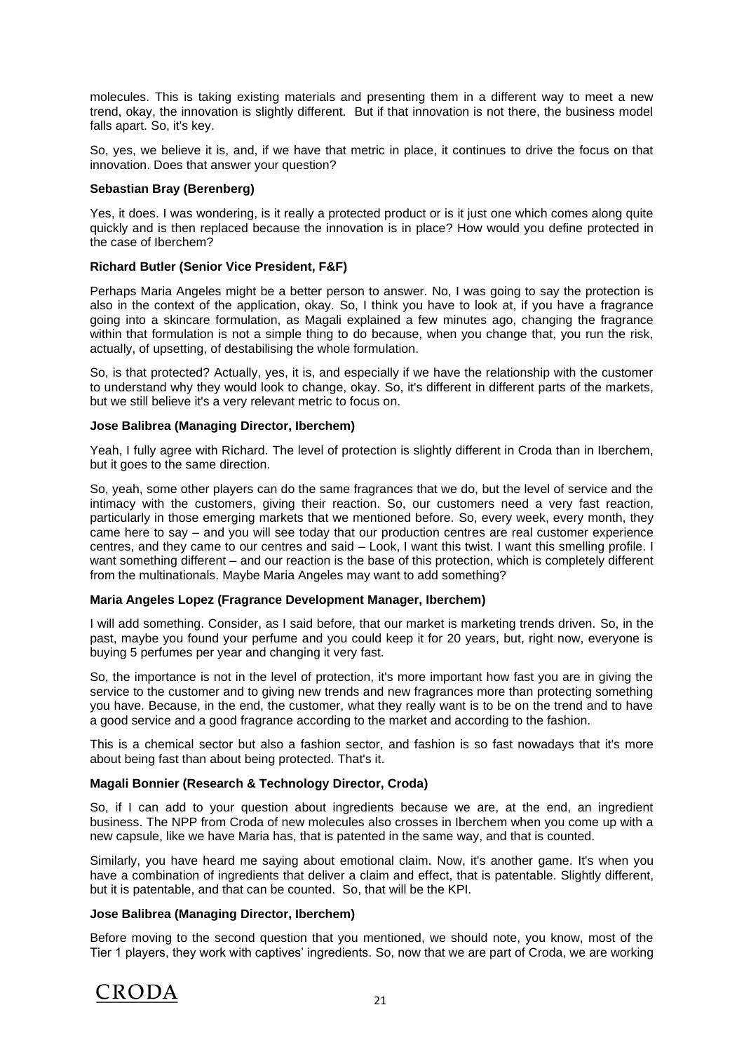molecules. This is taking existing materials and presenting them in a different way to meet a new trend, okay, the innovation is slightly different. But if that innovation is not there, the business model falls apart. So, it's key.

So, yes, we believe it is, and, if we have that metric in place, it continues to drive the focus on that innovation. Does that answer your question?

**Sebastian Bray (Berenberg)**

Yes, it does. I was wondering, is it really a protected product or is it just one which comes along quite quickly and is then replaced because the innovation is in place? How would you define protected in the case of Iberchem?

**Richard Butler (Senior Vice President, F&F)**

Perhaps Maria Angeles might be a better person to answer. No, I was going to say the protection is also in the context of the application, okay. So, I think you have to look at, if you have a fragrance going into a skincare formulation, as Magali explained a few minutes ago, changing the fragrance within that formulation is not a simple thing to do because, when you change that, you run the risk, actually, of upsetting, of destabilising the whole formulation.

So, is that protected? Actually, yes, it is, and especially if we have the relationship with the customer to understand why they would look to change, okay. So, it's different in different parts of the markets, but we still believe it's a very relevant metric to focus on.

**Jose Balibrea (Managing Director, Iberchem)**

Yeah, I fully agree with Richard. The level of protection is slightly different in Croda than in Iberchem, but it goes to the same direction.

So, yeah, some other players can do the same fragrances that we do, but the level of service and the intimacy with the customers, giving their reaction. So, our customers need a very fast reaction, particularly in those emerging markets that we mentioned before. So, every week, every month, they came here to say – and you will see today that our production centres are real customer experience centres, and they came to our centres and said – Look, I want this twist. I want this smelling profile. I want something different – and our reaction is the base of this protection, which is completely different from the multinationals. Maybe Maria Angeles may want to add something?

**Maria Angeles Lopez (Fragrance Development Manager, Iberchem)**

I will add something. Consider, as I said before, that our market is marketing trends driven. So, in the past, maybe you found your perfume and you could keep it for 20 years, but, right now, everyone is buying 5 perfumes per year and changing it very fast.

So, the importance is not in the level of protection, it's more important how fast you are in giving the service to the customer and to giving new trends and new fragrances more than protecting something you have. Because, in the end, the customer, what they really want is to be on the trend and to have a good service and a good fragrance according to the market and according to the fashion.

This is a chemical sector but also a fashion sector, and fashion is so fast nowadays that it's more about being fast than about being protected. That's it.

**Magali Bonnier (Research & Technology Director, Croda)**

So, if I can add to your question about ingredients because we are, at the end, an ingredient business. The NPP from Croda of new molecules also crosses in Iberchem when you come up with a new capsule, like we have Maria has, that is patented in the same way, and that is counted.

Similarly, you have heard me saying about emotional claim. Now, it's another game. It's when you have a combination of ingredients that deliver a claim and effect, that is patentable. Slightly different, but it is patentable, and that can be counted. So, that will be the KPI.

**Jose Balibrea (Managing Director, Iberchem)**

Before moving to the second question that you mentioned, we should note, you know, most of the Tier 1 players, they work with captives' ingredients. So, now that we are part of Croda, we are working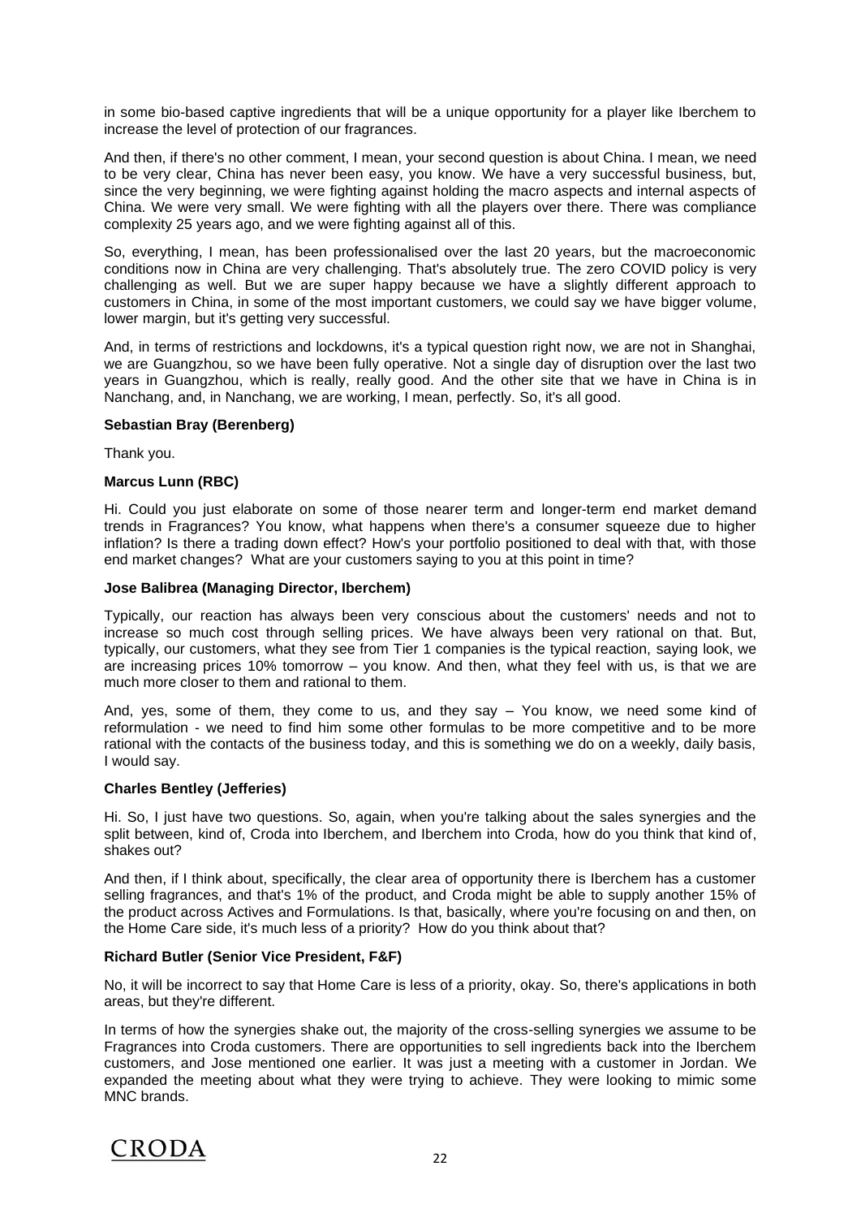in some bio-based captive ingredients that will be a unique opportunity for a player like Iberchem to increase the level of protection of our fragrances.

And then, if there's no other comment, I mean, your second question is about China. I mean, we need to be very clear, China has never been easy, you know. We have a very successful business, but, since the very beginning, we were fighting against holding the macro aspects and internal aspects of China. We were very small. We were fighting with all the players over there. There was compliance complexity 25 years ago, and we were fighting against all of this.

So, everything, I mean, has been professionalised over the last 20 years, but the macroeconomic conditions now in China are very challenging. That's absolutely true. The zero COVID policy is very challenging as well. But we are super happy because we have a slightly different approach to customers in China, in some of the most important customers, we could say we have bigger volume, lower margin, but it's getting very successful.

And, in terms of restrictions and lockdowns, it's a typical question right now, we are not in Shanghai, we are Guangzhou, so we have been fully operative. Not a single day of disruption over the last two years in Guangzhou, which is really, really good. And the other site that we have in China is in Nanchang, and, in Nanchang, we are working, I mean, perfectly. So, it's all good.

**Sebastian Bray (Berenberg)**

Thank you.

**Marcus Lunn (RBC)**

Hi. Could you just elaborate on some of those nearer term and longer-term end market demand trends in Fragrances? You know, what happens when there's a consumer squeeze due to higher inflation? Is there a trading down effect? How's your portfolio positioned to deal with that, with those end market changes? What are your customers saying to you at this point in time?

**Jose Balibrea (Managing Director, Iberchem)**

Typically, our reaction has always been very conscious about the customers' needs and not to increase so much cost through selling prices. We have always been very rational on that. But, typically, our customers, what they see from Tier 1 companies is the typical reaction, saying look, we are increasing prices 10% tomorrow – you know. And then, what they feel with us, is that we are much more closer to them and rational to them.

And, yes, some of them, they come to us, and they say – You know, we need some kind of reformulation - we need to find him some other formulas to be more competitive and to be more rational with the contacts of the business today, and this is something we do on a weekly, daily basis, I would say.

**Charles Bentley (Jefferies)**

Hi. So, I just have two questions. So, again, when you're talking about the sales synergies and the split between, kind of, Croda into Iberchem, and Iberchem into Croda, how do you think that kind of, shakes out?

And then, if I think about, specifically, the clear area of opportunity there is Iberchem has a customer selling fragrances, and that's 1% of the product, and Croda might be able to supply another 15% of the product across Actives and Formulations. Is that, basically, where you're focusing on and then, on the Home Care side, it's much less of a priority? How do you think about that?

**Richard Butler (Senior Vice President, F&F)**

No, it will be incorrect to say that Home Care is less of a priority, okay. So, there's applications in both areas, but they're different.

In terms of how the synergies shake out, the majority of the cross-selling synergies we assume to be Fragrances into Croda customers. There are opportunities to sell ingredients back into the Iberchem customers, and Jose mentioned one earlier. It was just a meeting with a customer in Jordan. We expanded the meeting about what they were trying to achieve. They were looking to mimic some MNC brands.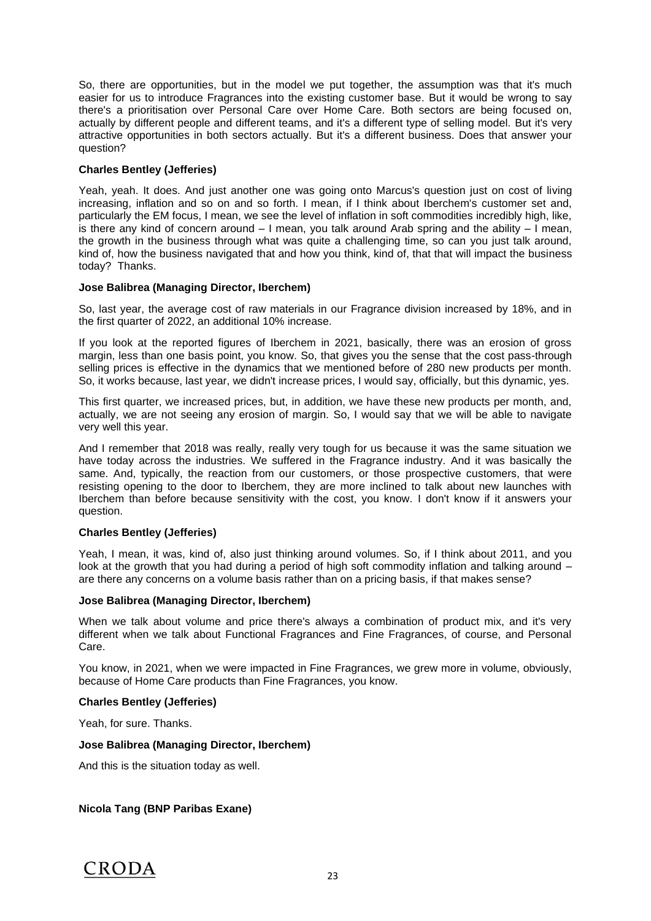So, there are opportunities, but in the model we put together, the assumption was that it's much easier for us to introduce Fragrances into the existing customer base. But it would be wrong to say there's a prioritisation over Personal Care over Home Care. Both sectors are being focused on, actually by different people and different teams, and it's a different type of selling model. But it's very attractive opportunities in both sectors actually. But it's a different business. Does that answer your question?

**Charles Bentley (Jefferies)**

Yeah, yeah. It does. And just another one was going onto Marcus's question just on cost of living increasing, inflation and so on and so forth. I mean, if I think about Iberchem's customer set and, particularly the EM focus, I mean, we see the level of inflation in soft commodities incredibly high, like, is there any kind of concern around – I mean, you talk around Arab spring and the ability – I mean, the growth in the business through what was quite a challenging time, so can you just talk around, kind of, how the business navigated that and how you think, kind of, that that will impact the business today? Thanks.

**Jose Balibrea (Managing Director, Iberchem)**

So, last year, the average cost of raw materials in our Fragrance division increased by 18%, and in the first quarter of 2022, an additional 10% increase.

If you look at the reported figures of Iberchem in 2021, basically, there was an erosion of gross margin, less than one basis point, you know. So, that gives you the sense that the cost pass-through selling prices is effective in the dynamics that we mentioned before of 280 new products per month. So, it works because, last year, we didn't increase prices, I would say, officially, but this dynamic, yes.

This first quarter, we increased prices, but, in addition, we have these new products per month, and, actually, we are not seeing any erosion of margin. So, I would say that we will be able to navigate very well this year.

And I remember that 2018 was really, really very tough for us because it was the same situation we have today across the industries. We suffered in the Fragrance industry. And it was basically the same. And, typically, the reaction from our customers, or those prospective customers, that were resisting opening to the door to Iberchem, they are more inclined to talk about new launches with Iberchem than before because sensitivity with the cost, you know. I don't know if it answers your question.

**Charles Bentley (Jefferies)**

Yeah, I mean, it was, kind of, also just thinking around volumes. So, if I think about 2011, and you look at the growth that you had during a period of high soft commodity inflation and talking around – are there any concerns on a volume basis rather than on a pricing basis, if that makes sense?

**Jose Balibrea (Managing Director, Iberchem)**

When we talk about volume and price there's always a combination of product mix, and it's very different when we talk about Functional Fragrances and Fine Fragrances, of course, and Personal Care.

You know, in 2021, when we were impacted in Fine Fragrances, we grew more in volume, obviously, because of Home Care products than Fine Fragrances, you know.

**Charles Bentley (Jefferies)**

Yeah, for sure. Thanks.

**Jose Balibrea (Managing Director, Iberchem)**

And this is the situation today as well.

**Nicola Tang (BNP Paribas Exane)**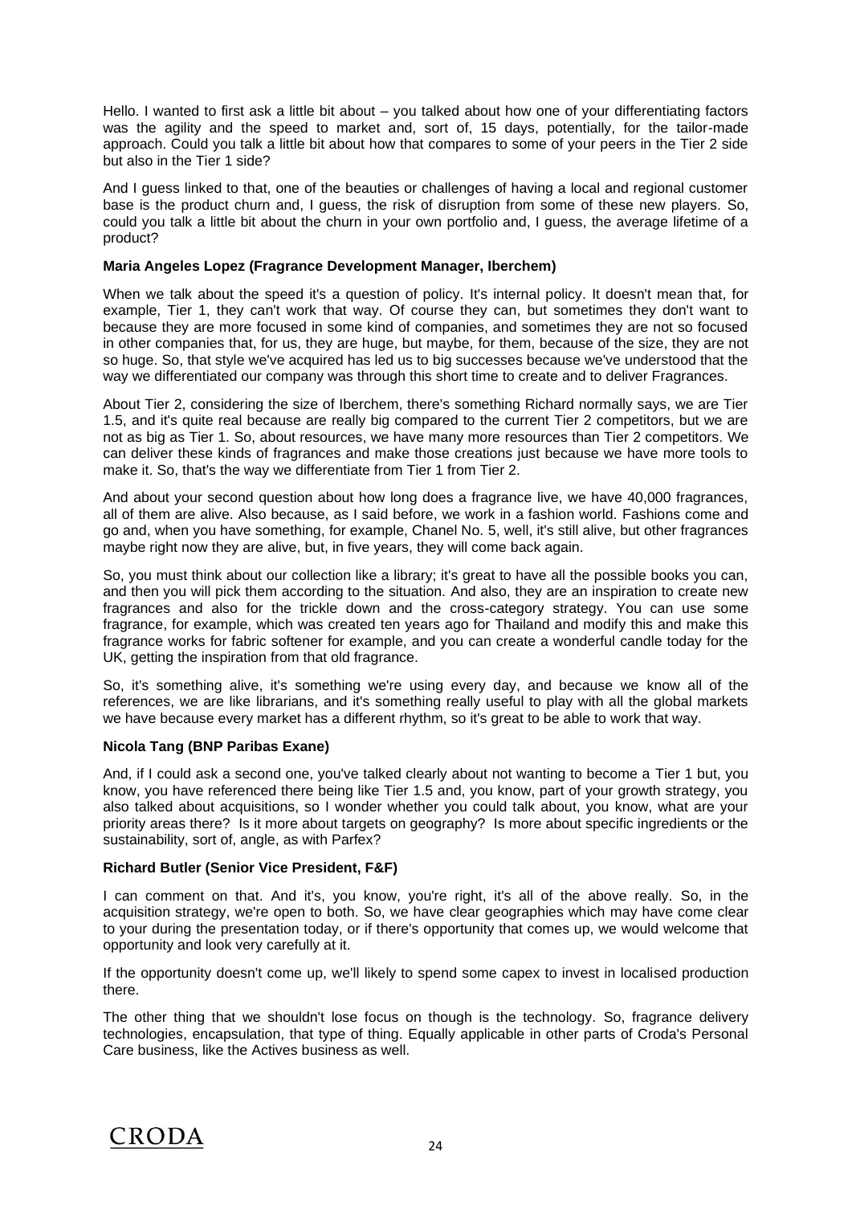Hello. I wanted to first ask a little bit about – you talked about how one of your differentiating factors was the agility and the speed to market and, sort of, 15 days, potentially, for the tailor-made approach. Could you talk a little bit about how that compares to some of your peers in the Tier 2 side but also in the Tier 1 side?

And I guess linked to that, one of the beauties or challenges of having a local and regional customer base is the product churn and, I guess, the risk of disruption from some of these new players. So, could you talk a little bit about the churn in your own portfolio and, I guess, the average lifetime of a product?

**Maria Angeles Lopez (Fragrance Development Manager, Iberchem)**

When we talk about the speed it's a question of policy. It's internal policy. It doesn't mean that, for example, Tier 1, they can't work that way. Of course they can, but sometimes they don't want to because they are more focused in some kind of companies, and sometimes they are not so focused in other companies that, for us, they are huge, but maybe, for them, because of the size, they are not so huge. So, that style we've acquired has led us to big successes because we've understood that the way we differentiated our company was through this short time to create and to deliver Fragrances.

About Tier 2, considering the size of Iberchem, there's something Richard normally says, we are Tier 1.5, and it's quite real because are really big compared to the current Tier 2 competitors, but we are not as big as Tier 1. So, about resources, we have many more resources than Tier 2 competitors. We can deliver these kinds of fragrances and make those creations just because we have more tools to make it. So, that's the way we differentiate from Tier 1 from Tier 2.

And about your second question about how long does a fragrance live, we have 40,000 fragrances, all of them are alive. Also because, as I said before, we work in a fashion world. Fashions come and go and, when you have something, for example, Chanel No. 5, well, it's still alive, but other fragrances maybe right now they are alive, but, in five years, they will come back again.

So, you must think about our collection like a library; it's great to have all the possible books you can, and then you will pick them according to the situation. And also, they are an inspiration to create new fragrances and also for the trickle down and the cross-category strategy. You can use some fragrance, for example, which was created ten years ago for Thailand and modify this and make this fragrance works for fabric softener for example, and you can create a wonderful candle today for the UK, getting the inspiration from that old fragrance.

So, it's something alive, it's something we're using every day, and because we know all of the references, we are like librarians, and it's something really useful to play with all the global markets we have because every market has a different rhythm, so it's great to be able to work that way.

**Nicola Tang (BNP Paribas Exane)**

And, if I could ask a second one, you've talked clearly about not wanting to become a Tier 1 but, you know, you have referenced there being like Tier 1.5 and, you know, part of your growth strategy, you also talked about acquisitions, so I wonder whether you could talk about, you know, what are your priority areas there? Is it more about targets on geography? Is more about specific ingredients or the sustainability, sort of, angle, as with Parfex?

**Richard Butler (Senior Vice President, F&F)**

I can comment on that. And it's, you know, you're right, it's all of the above really. So, in the acquisition strategy, we're open to both. So, we have clear geographies which may have come clear to your during the presentation today, or if there's opportunity that comes up, we would welcome that opportunity and look very carefully at it.

If the opportunity doesn't come up, we'll likely to spend some capex to invest in localised production there.

The other thing that we shouldn't lose focus on though is the technology. So, fragrance delivery technologies, encapsulation, that type of thing. Equally applicable in other parts of Croda's Personal Care business, like the Actives business as well.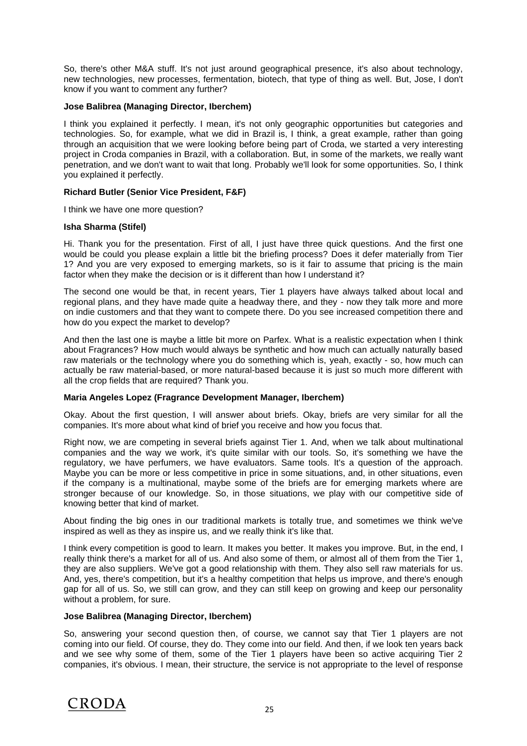So, there's other M&A stuff. It's not just around geographical presence, it's also about technology, new technologies, new processes, fermentation, biotech, that type of thing as well. But, Jose, I don't know if you want to comment any further?

**Jose Balibrea (Managing Director, Iberchem)**

I think you explained it perfectly. I mean, it's not only geographic opportunities but categories and technologies. So, for example, what we did in Brazil is, I think, a great example, rather than going through an acquisition that we were looking before being part of Croda, we started a very interesting project in Croda companies in Brazil, with a collaboration. But, in some of the markets, we really want penetration, and we don't want to wait that long. Probably we'll look for some opportunities. So, I think you explained it perfectly.

**Richard Butler (Senior Vice President, F&F)**

I think we have one more question?

**Isha Sharma (Stifel)**

Hi. Thank you for the presentation. First of all, I just have three quick questions. And the first one would be could you please explain a little bit the briefing process? Does it defer materially from Tier 1? And you are very exposed to emerging markets, so is it fair to assume that pricing is the main factor when they make the decision or is it different than how I understand it?

The second one would be that, in recent years, Tier 1 players have always talked about local and regional plans, and they have made quite a headway there, and they - now they talk more and more on indie customers and that they want to compete there. Do you see increased competition there and how do you expect the market to develop?

And then the last one is maybe a little bit more on Parfex. What is a realistic expectation when I think about Fragrances? How much would always be synthetic and how much can actually naturally based raw materials or the technology where you do something which is, yeah, exactly - so, how much can actually be raw material-based, or more natural-based because it is just so much more different with all the crop fields that are required? Thank you.

**Maria Angeles Lopez (Fragrance Development Manager, Iberchem)**

Okay. About the first question, I will answer about briefs. Okay, briefs are very similar for all the companies. It's more about what kind of brief you receive and how you focus that.

Right now, we are competing in several briefs against Tier 1. And, when we talk about multinational companies and the way we work, it's quite similar with our tools. So, it's something we have the regulatory, we have perfumers, we have evaluators. Same tools. It's a question of the approach. Maybe you can be more or less competitive in price in some situations, and, in other situations, even if the company is a multinational, maybe some of the briefs are for emerging markets where are stronger because of our knowledge. So, in those situations, we play with our competitive side of knowing better that kind of market.

About finding the big ones in our traditional markets is totally true, and sometimes we think we've inspired as well as they as inspire us, and we really think it's like that.

I think every competition is good to learn. It makes you better. It makes you improve. But, in the end, I really think there's a market for all of us. And also some of them, or almost all of them from the Tier 1, they are also suppliers. We've got a good relationship with them. They also sell raw materials for us. And, yes, there's competition, but it's a healthy competition that helps us improve, and there's enough gap for all of us. So, we still can grow, and they can still keep on growing and keep our personality without a problem, for sure.

**Jose Balibrea (Managing Director, Iberchem)**

So, answering your second question then, of course, we cannot say that Tier 1 players are not coming into our field. Of course, they do. They come into our field. And then, if we look ten years back and we see why some of them, some of the Tier 1 players have been so active acquiring Tier 2 companies, it's obvious. I mean, their structure, the service is not appropriate to the level of response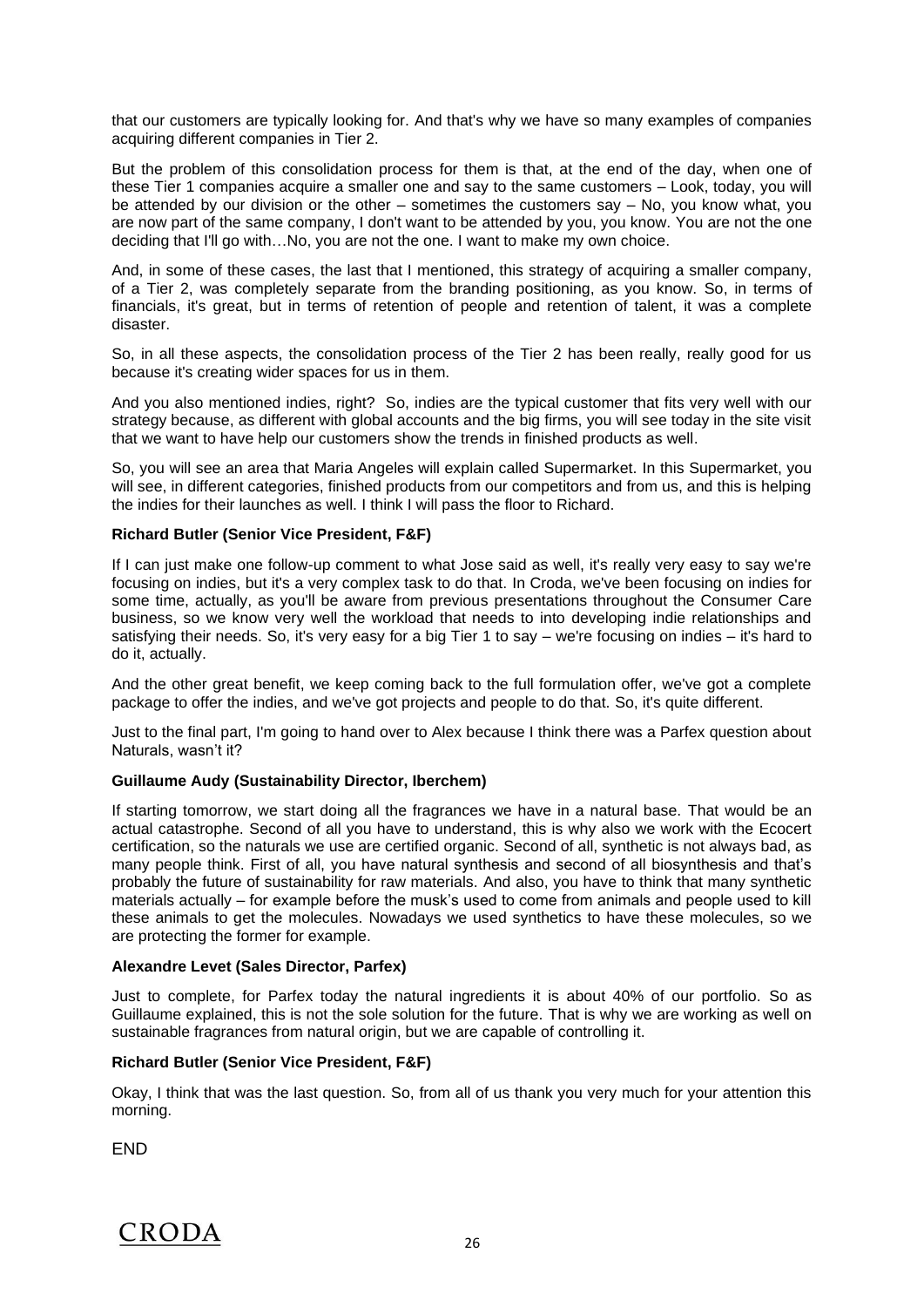that our customers are typically looking for. And that's why we have so many examples of companies acquiring different companies in Tier 2.

But the problem of this consolidation process for them is that, at the end of the day, when one of these Tier 1 companies acquire a smaller one and say to the same customers – Look, today, you will be attended by our division or the other – sometimes the customers say – No, you know what, you are now part of the same company, I don't want to be attended by you, you know. You are not the one deciding that I'll go with…No, you are not the one. I want to make my own choice.

And, in some of these cases, the last that I mentioned, this strategy of acquiring a smaller company, of a Tier 2, was completely separate from the branding positioning, as you know. So, in terms of financials, it's great, but in terms of retention of people and retention of talent, it was a complete disaster.

So, in all these aspects, the consolidation process of the Tier 2 has been really, really good for us because it's creating wider spaces for us in them.

And you also mentioned indies, right? So, indies are the typical customer that fits very well with our strategy because, as different with global accounts and the big firms, you will see today in the site visit that we want to have help our customers show the trends in finished products as well.

So, you will see an area that Maria Angeles will explain called Supermarket. In this Supermarket, you will see, in different categories, finished products from our competitors and from us, and this is helping the indies for their launches as well. I think I will pass the floor to Richard.

**Richard Butler (Senior Vice President, F&F)**

If I can just make one follow-up comment to what Jose said as well, it's really very easy to say we're focusing on indies, but it's a very complex task to do that. In Croda, we've been focusing on indies for some time, actually, as you'll be aware from previous presentations throughout the Consumer Care business, so we know very well the workload that needs to into developing indie relationships and satisfying their needs. So, it's very easy for a big Tier 1 to say – we're focusing on indies – it's hard to do it, actually.

And the other great benefit, we keep coming back to the full formulation offer, we've got a complete package to offer the indies, and we've got projects and people to do that. So, it's quite different.

Just to the final part, I'm going to hand over to Alex because I think there was a Parfex question about Naturals, wasn't it?

**Guillaume Audy (Sustainability Director, Iberchem)**

If starting tomorrow, we start doing all the fragrances we have in a natural base. That would be an actual catastrophe. Second of all you have to understand, this is why also we work with the Ecocert certification, so the naturals we use are certified organic. Second of all, synthetic is not always bad, as many people think. First of all, you have natural synthesis and second of all biosynthesis and that's probably the future of sustainability for raw materials. And also, you have to think that many synthetic materials actually – for example before the musk's used to come from animals and people used to kill these animals to get the molecules. Nowadays we used synthetics to have these molecules, so we are protecting the former for example.

**Alexandre Levet (Sales Director, Parfex)**

Just to complete, for Parfex today the natural ingredients it is about 40% of our portfolio. So as Guillaume explained, this is not the sole solution for the future. That is why we are working as well on sustainable fragrances from natural origin, but we are capable of controlling it.

**Richard Butler (Senior Vice President, F&F)**

Okay, I think that was the last question. So, from all of us thank you very much for your attention this morning.

END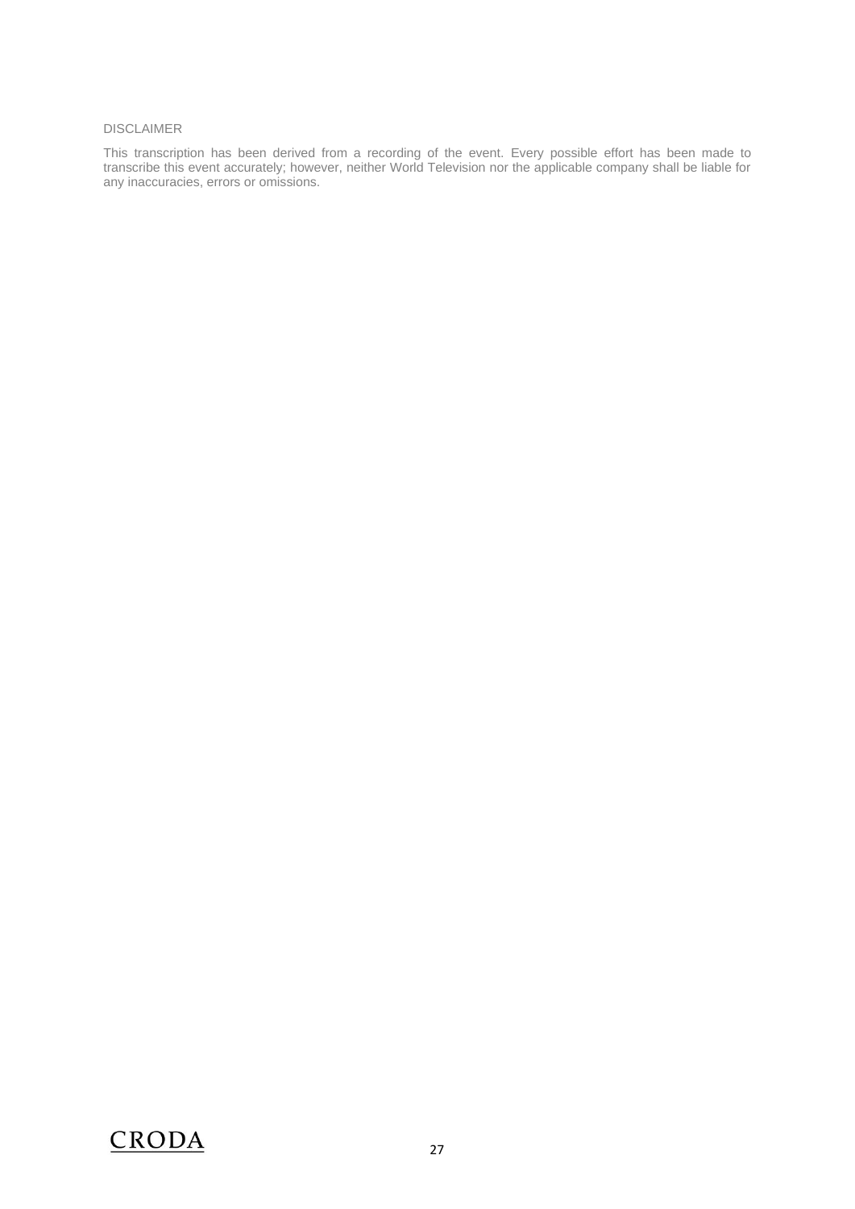DISCLAIMER

This transcription has been derived from a recording of the event. Every possible effort has been made to transcribe this event accurately; however, neither World Television nor the applicable company shall be liable for any inaccuracies, errors or omissions.